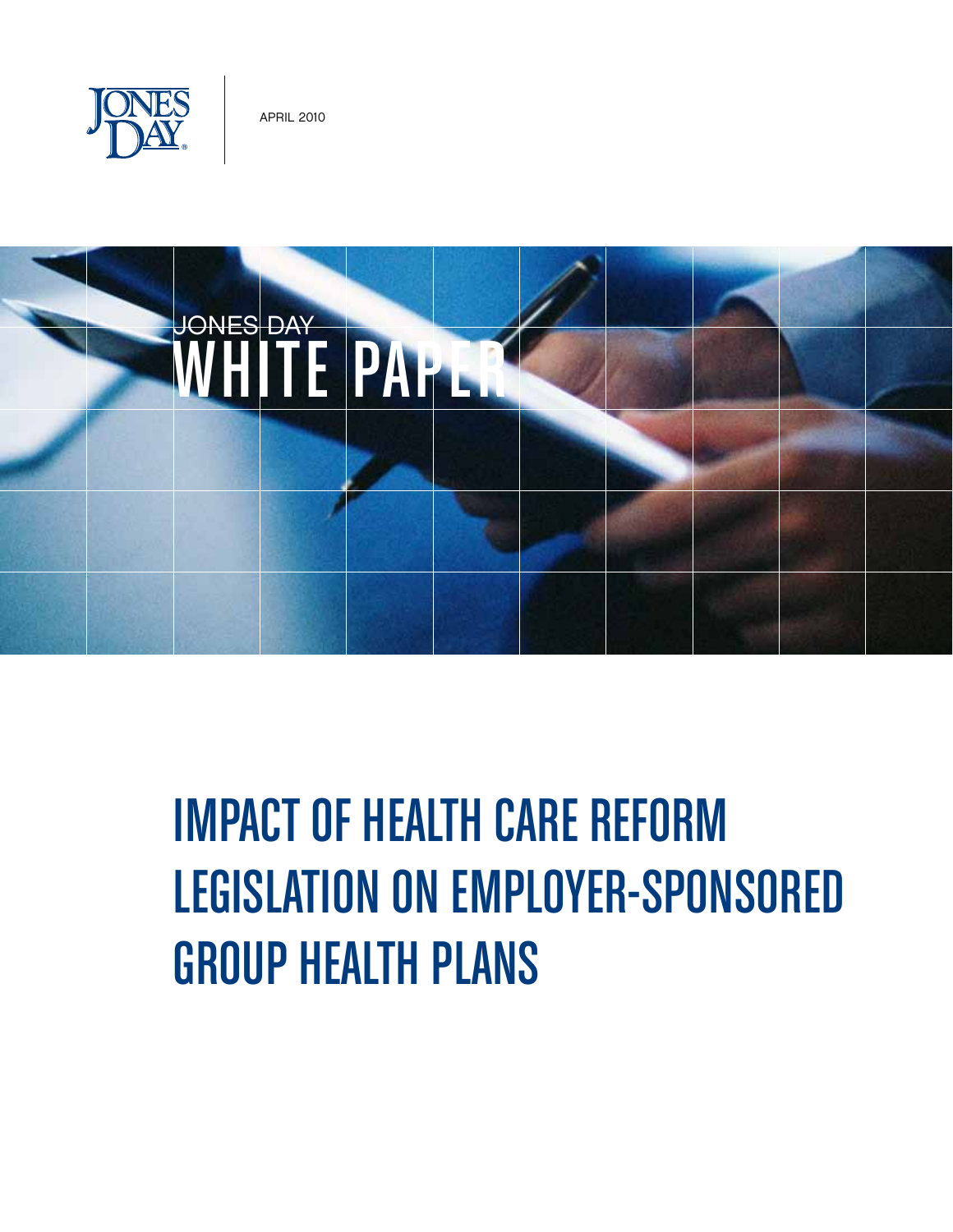JONES DAY

APRIL 2010

JONES DAY
WHITE PAPER

# IMPACT OF HEALTH CARE REFORM LEGISLATION ON EMPLOYER-SPONSORED GROUP HEALTH PLANS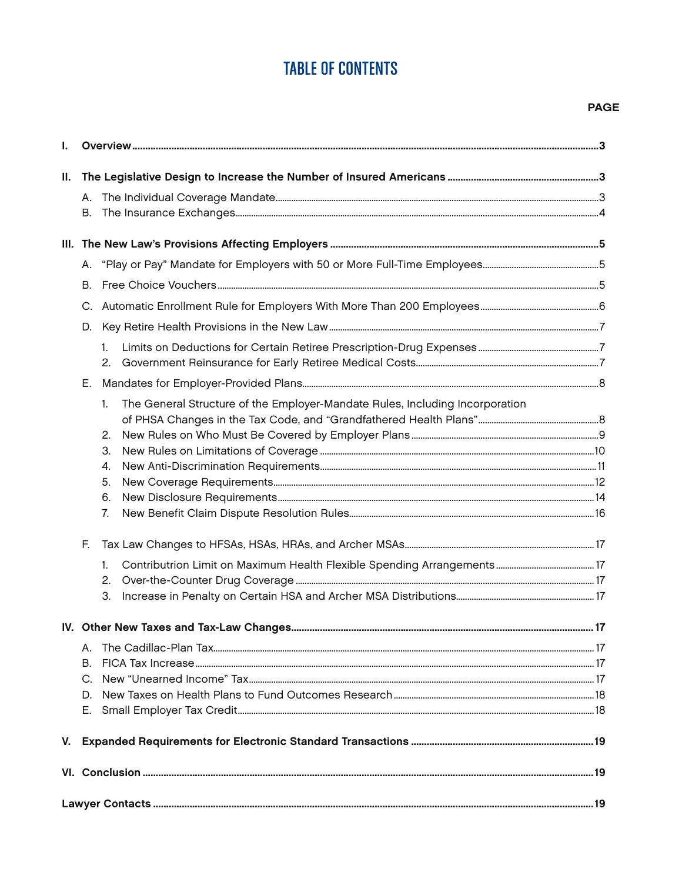# TABLE OF CONTENTS

**PAGE**

**I. Overview** ..... 3

**II. The Legislative Design to Increase the Number of Insured Americans** ..... 3

- A. The Individual Coverage Mandate ..... 3
- B. The Insurance Exchanges ..... 4

**III. The New Law's Provisions Affecting Employers** ..... 5

- A. "Play or Pay" Mandate for Employers with 50 or More Full-Time Employees ..... 5
- B. Free Choice Vouchers ..... 5
- C. Automatic Enrollment Rule for Employers With More Than 200 Employees ..... 6
- D. Key Retire Health Provisions in the New Law ..... 7
  1. Limits on Deductions for Certain Retiree Prescription-Drug Expenses ..... 7
  2. Government Reinsurance for Early Retiree Medical Costs ..... 7
- E. Mandates for Employer-Provided Plans ..... 8
  1. The General Structure of the Employer-Mandate Rules, Including Incorporation of PHSA Changes in the Tax Code, and "Grandfathered Health Plans" ..... 8
  2. New Rules on Who Must Be Covered by Employer Plans ..... 9
  3. New Rules on Limitations of Coverage ..... 10
  4. New Anti-Discrimination Requirements ..... 11
  5. New Coverage Requirements ..... 12
  6. New Disclosure Requirements ..... 14
  7. New Benefit Claim Dispute Resolution Rules ..... 16
- F. Tax Law Changes to HFSAs, HSAs, HRAs, and Archer MSAs ..... 17
  1. Contributrion Limit on Maximum Health Flexible Spending Arrangements ..... 17
  2. Over-the-Counter Drug Coverage ..... 17
  3. Increase in Penalty on Certain HSA and Archer MSA Distributions ..... 17

**IV. Other New Taxes and Tax-Law Changes** ..... 17

- A. The Cadillac-Plan Tax ..... 17
- B. FICA Tax Increase ..... 17
- C. New "Unearned Income" Tax ..... 17
- D. New Taxes on Health Plans to Fund Outcomes Research ..... 18
- E. Small Employer Tax Credit ..... 18

**V. Expanded Requirements for Electronic Standard Transactions** ..... 19

**VI. Conclusion** ..... 19

**Lawyer Contacts** ..... 19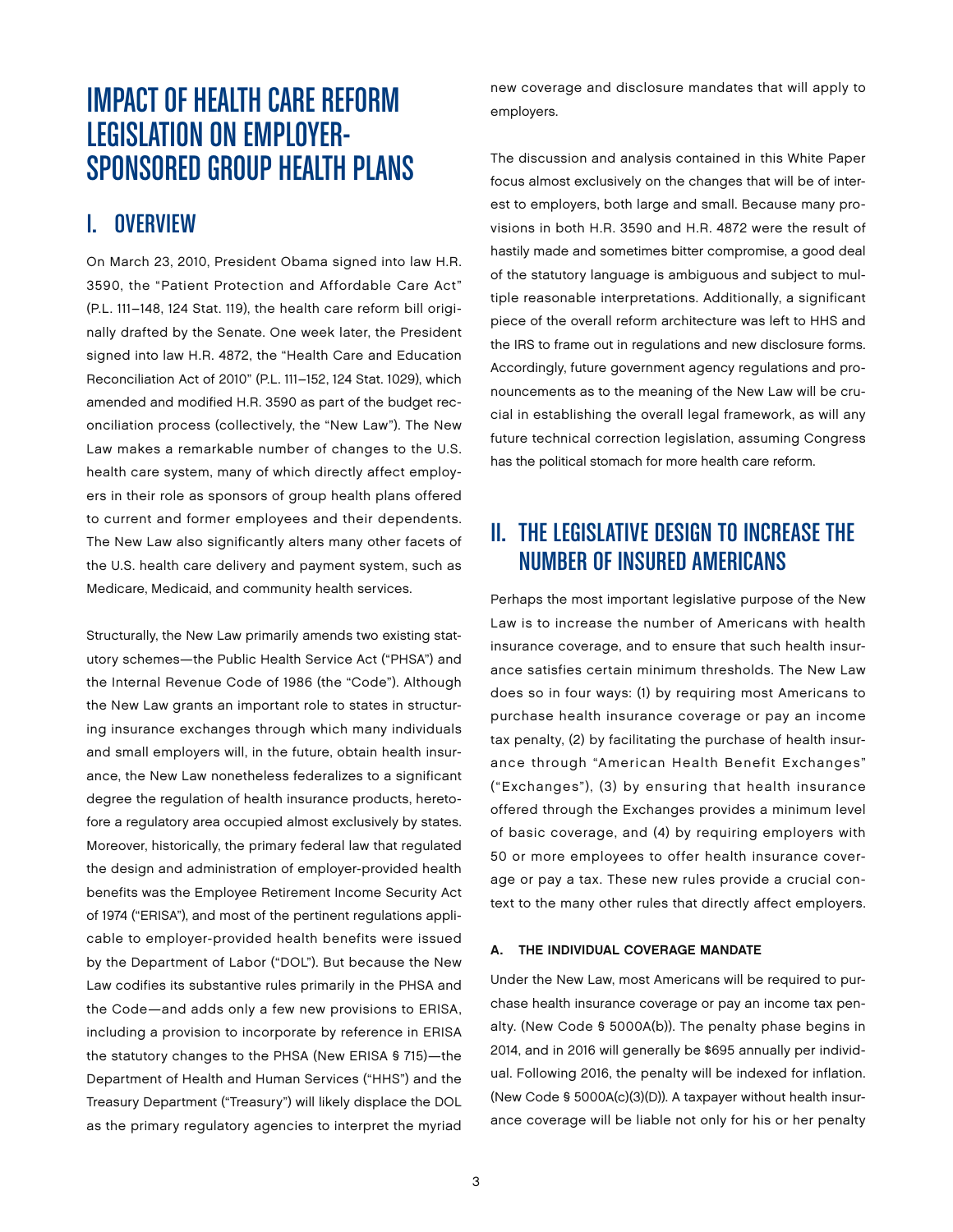# IMPACT OF HEALTH CARE REFORM LEGISLATION ON EMPLOYER-SPONSORED GROUP HEALTH PLANS

## I. OVERVIEW

On March 23, 2010, President Obama signed into law H.R. 3590, the "Patient Protection and Affordable Care Act" (P.L. 111–148, 124 Stat. 119), the health care reform bill originally drafted by the Senate. One week later, the President signed into law H.R. 4872, the "Health Care and Education Reconciliation Act of 2010" (P.L. 111–152, 124 Stat. 1029), which amended and modified H.R. 3590 as part of the budget reconciliation process (collectively, the "New Law"). The New Law makes a remarkable number of changes to the U.S. health care system, many of which directly affect employers in their role as sponsors of group health plans offered to current and former employees and their dependents. The New Law also significantly alters many other facets of the U.S. health care delivery and payment system, such as Medicare, Medicaid, and community health services.

Structurally, the New Law primarily amends two existing statutory schemes—the Public Health Service Act ("PHSA") and the Internal Revenue Code of 1986 (the "Code"). Although the New Law grants an important role to states in structuring insurance exchanges through which many individuals and small employers will, in the future, obtain health insurance, the New Law nonetheless federalizes to a significant degree the regulation of health insurance products, heretofore a regulatory area occupied almost exclusively by states. Moreover, historically, the primary federal law that regulated the design and administration of employer-provided health benefits was the Employee Retirement Income Security Act of 1974 ("ERISA"), and most of the pertinent regulations applicable to employer-provided health benefits were issued by the Department of Labor ("DOL"). But because the New Law codifies its substantive rules primarily in the PHSA and the Code—and adds only a few new provisions to ERISA, including a provision to incorporate by reference in ERISA the statutory changes to the PHSA (New ERISA § 715)—the Department of Health and Human Services ("HHS") and the Treasury Department ("Treasury") will likely displace the DOL as the primary regulatory agencies to interpret the myriad new coverage and disclosure mandates that will apply to employers.

The discussion and analysis contained in this White Paper focus almost exclusively on the changes that will be of interest to employers, both large and small. Because many provisions in both H.R. 3590 and H.R. 4872 were the result of hastily made and sometimes bitter compromise, a good deal of the statutory language is ambiguous and subject to multiple reasonable interpretations. Additionally, a significant piece of the overall reform architecture was left to HHS and the IRS to frame out in regulations and new disclosure forms. Accordingly, future government agency regulations and pronouncements as to the meaning of the New Law will be crucial in establishing the overall legal framework, as will any future technical correction legislation, assuming Congress has the political stomach for more health care reform.

## II. THE LEGISLATIVE DESIGN TO INCREASE THE NUMBER OF INSURED AMERICANS

Perhaps the most important legislative purpose of the New Law is to increase the number of Americans with health insurance coverage, and to ensure that such health insurance satisfies certain minimum thresholds. The New Law does so in four ways: (1) by requiring most Americans to purchase health insurance coverage or pay an income tax penalty, (2) by facilitating the purchase of health insurance through "American Health Benefit Exchanges" ("Exchanges"), (3) by ensuring that health insurance offered through the Exchanges provides a minimum level of basic coverage, and (4) by requiring employers with 50 or more employees to offer health insurance coverage or pay a tax. These new rules provide a crucial context to the many other rules that directly affect employers.

### A. THE INDIVIDUAL COVERAGE MANDATE

Under the New Law, most Americans will be required to purchase health insurance coverage or pay an income tax penalty. (New Code § 5000A(b)). The penalty phase begins in 2014, and in 2016 will generally be $695 annually per individual. Following 2016, the penalty will be indexed for inflation. (New Code § 5000A(c)(3)(D)). A taxpayer without health insurance coverage will be liable not only for his or her penalty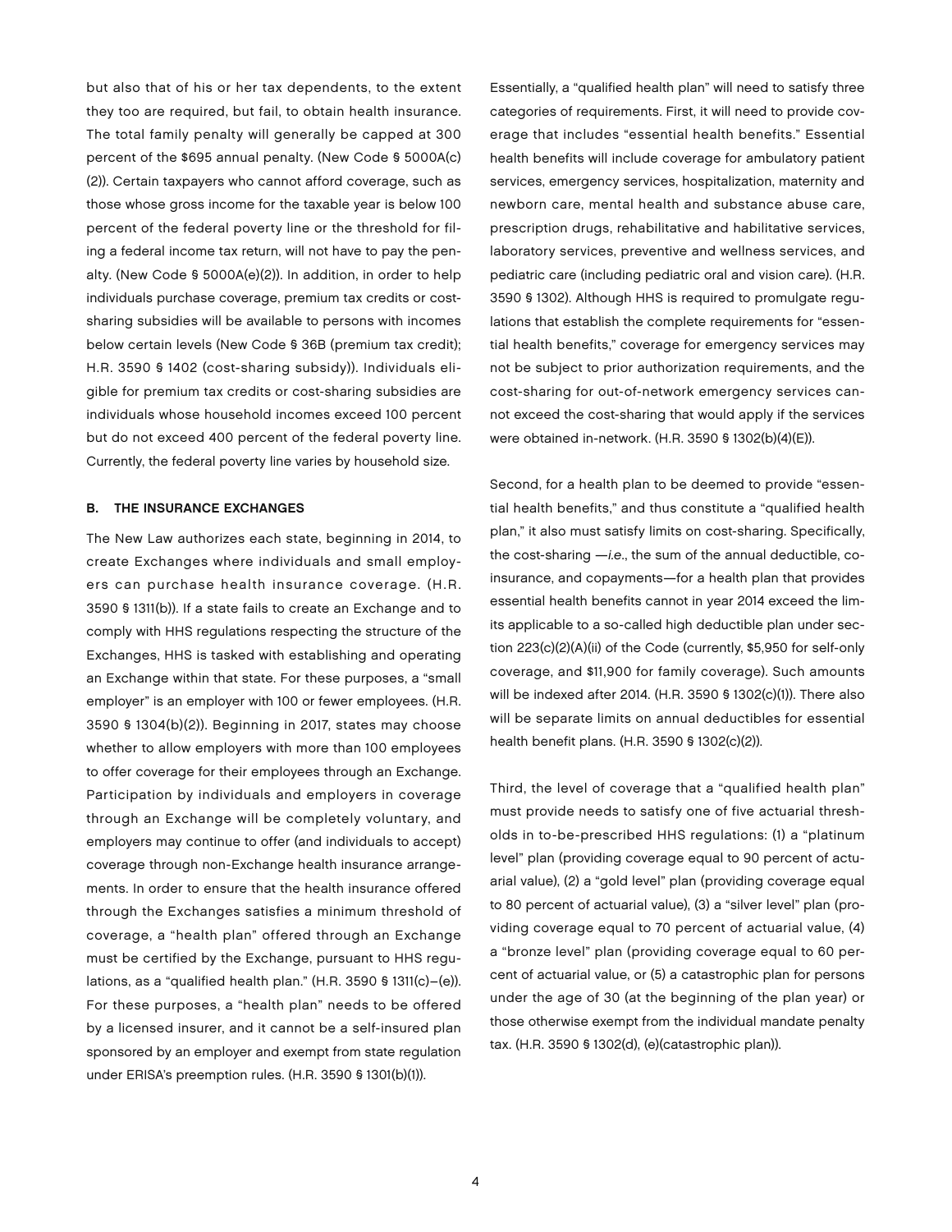but also that of his or her tax dependents, to the extent they too are required, but fail, to obtain health insurance. The total family penalty will generally be capped at 300 percent of the $695 annual penalty. (New Code § 5000A(c)(2)). Certain taxpayers who cannot afford coverage, such as those whose gross income for the taxable year is below 100 percent of the federal poverty line or the threshold for filing a federal income tax return, will not have to pay the penalty. (New Code § 5000A(e)(2)). In addition, in order to help individuals purchase coverage, premium tax credits or cost-sharing subsidies will be available to persons with incomes below certain levels (New Code § 36B (premium tax credit); H.R. 3590 § 1402 (cost-sharing subsidy)). Individuals eligible for premium tax credits or cost-sharing subsidies are individuals whose household incomes exceed 100 percent but do not exceed 400 percent of the federal poverty line. Currently, the federal poverty line varies by household size.

### B. THE INSURANCE EXCHANGES

The New Law authorizes each state, beginning in 2014, to create Exchanges where individuals and small employers can purchase health insurance coverage. (H.R. 3590 § 1311(b)). If a state fails to create an Exchange and to comply with HHS regulations respecting the structure of the Exchanges, HHS is tasked with establishing and operating an Exchange within that state. For these purposes, a "small employer" is an employer with 100 or fewer employees. (H.R. 3590 § 1304(b)(2)). Beginning in 2017, states may choose whether to allow employers with more than 100 employees to offer coverage for their employees through an Exchange. Participation by individuals and employers in coverage through an Exchange will be completely voluntary, and employers may continue to offer (and individuals to accept) coverage through non-Exchange health insurance arrangements. In order to ensure that the health insurance offered through the Exchanges satisfies a minimum threshold of coverage, a "health plan" offered through an Exchange must be certified by the Exchange, pursuant to HHS regulations, as a "qualified health plan." (H.R. 3590 § 1311(c)–(e)). For these purposes, a "health plan" needs to be offered by a licensed insurer, and it cannot be a self-insured plan sponsored by an employer and exempt from state regulation under ERISA's preemption rules. (H.R. 3590 § 1301(b)(1)).

Essentially, a "qualified health plan" will need to satisfy three categories of requirements. First, it will need to provide coverage that includes "essential health benefits." Essential health benefits will include coverage for ambulatory patient services, emergency services, hospitalization, maternity and newborn care, mental health and substance abuse care, prescription drugs, rehabilitative and habilitative services, laboratory services, preventive and wellness services, and pediatric care (including pediatric oral and vision care). (H.R. 3590 § 1302). Although HHS is required to promulgate regulations that establish the complete requirements for "essential health benefits," coverage for emergency services may not be subject to prior authorization requirements, and the cost-sharing for out-of-network emergency services cannot exceed the cost-sharing that would apply if the services were obtained in-network. (H.R. 3590 § 1302(b)(4)(E)).

Second, for a health plan to be deemed to provide "essential health benefits," and thus constitute a "qualified health plan," it also must satisfy limits on cost-sharing. Specifically, the cost-sharing —*i.e.*, the sum of the annual deductible, co-insurance, and copayments—for a health plan that provides essential health benefits cannot in year 2014 exceed the limits applicable to a so-called high deductible plan under section 223(c)(2)(A)(ii) of the Code (currently, $5,950 for self-only coverage, and $11,900 for family coverage). Such amounts will be indexed after 2014. (H.R. 3590 § 1302(c)(1)). There also will be separate limits on annual deductibles for essential health benefit plans. (H.R. 3590 § 1302(c)(2)).

Third, the level of coverage that a "qualified health plan" must provide needs to satisfy one of five actuarial thresholds in to-be-prescribed HHS regulations: (1) a "platinum level" plan (providing coverage equal to 90 percent of actuarial value), (2) a "gold level" plan (providing coverage equal to 80 percent of actuarial value), (3) a "silver level" plan (providing coverage equal to 70 percent of actuarial value, (4) a "bronze level" plan (providing coverage equal to 60 percent of actuarial value, or (5) a catastrophic plan for persons under the age of 30 (at the beginning of the plan year) or those otherwise exempt from the individual mandate penalty tax. (H.R. 3590 § 1302(d), (e)(catastrophic plan)).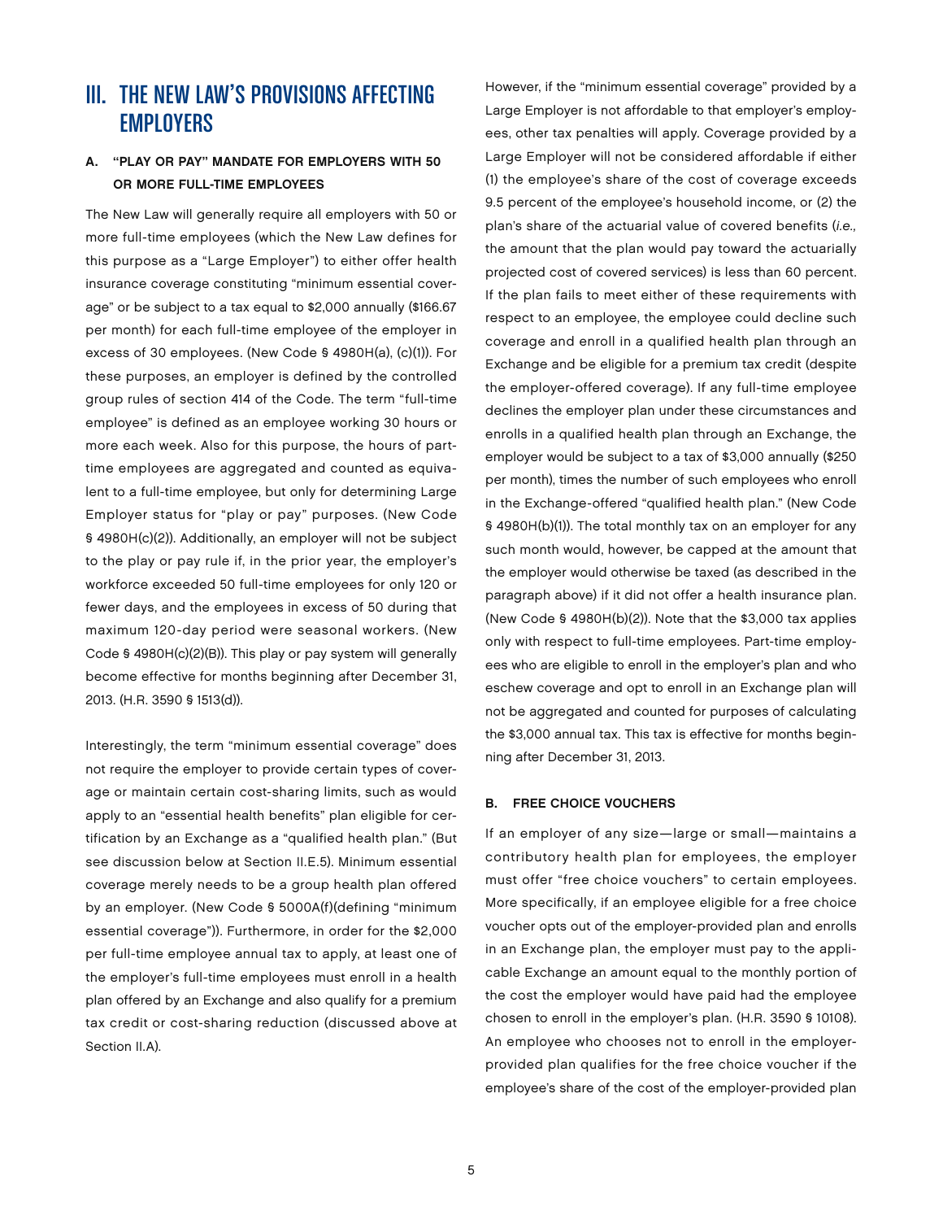# III. THE NEW LAW'S PROVISIONS AFFECTING EMPLOYERS

### A. "PLAY OR PAY" MANDATE FOR EMPLOYERS WITH 50 OR MORE FULL-TIME EMPLOYEES

The New Law will generally require all employers with 50 or more full-time employees (which the New Law defines for this purpose as a "Large Employer") to either offer health insurance coverage constituting "minimum essential coverage" or be subject to a tax equal to $2,000 annually ($166.67 per month) for each full-time employee of the employer in excess of 30 employees. (New Code § 4980H(a), (c)(1)). For these purposes, an employer is defined by the controlled group rules of section 414 of the Code. The term "full-time employee" is defined as an employee working 30 hours or more each week. Also for this purpose, the hours of part-time employees are aggregated and counted as equivalent to a full-time employee, but only for determining Large Employer status for "play or pay" purposes. (New Code § 4980H(c)(2)). Additionally, an employer will not be subject to the play or pay rule if, in the prior year, the employer's workforce exceeded 50 full-time employees for only 120 or fewer days, and the employees in excess of 50 during that maximum 120-day period were seasonal workers. (New Code § 4980H(c)(2)(B)). This play or pay system will generally become effective for months beginning after December 31, 2013. (H.R. 3590 § 1513(d)).

Interestingly, the term "minimum essential coverage" does not require the employer to provide certain types of coverage or maintain certain cost-sharing limits, such as would apply to an "essential health benefits" plan eligible for certification by an Exchange as a "qualified health plan." (But see discussion below at Section II.E.5). Minimum essential coverage merely needs to be a group health plan offered by an employer. (New Code § 5000A(f)(defining "minimum essential coverage")). Furthermore, in order for the $2,000 per full-time employee annual tax to apply, at least one of the employer's full-time employees must enroll in a health plan offered by an Exchange and also qualify for a premium tax credit or cost-sharing reduction (discussed above at Section II.A).

However, if the "minimum essential coverage" provided by a Large Employer is not affordable to that employer's employees, other tax penalties will apply. Coverage provided by a Large Employer will not be considered affordable if either (1) the employee's share of the cost of coverage exceeds 9.5 percent of the employee's household income, or (2) the plan's share of the actuarial value of covered benefits (*i.e.*, the amount that the plan would pay toward the actuarially projected cost of covered services) is less than 60 percent. If the plan fails to meet either of these requirements with respect to an employee, the employee could decline such coverage and enroll in a qualified health plan through an Exchange and be eligible for a premium tax credit (despite the employer-offered coverage). If any full-time employee declines the employer plan under these circumstances and enrolls in a qualified health plan through an Exchange, the employer would be subject to a tax of $3,000 annually ($250 per month), times the number of such employees who enroll in the Exchange-offered "qualified health plan." (New Code § 4980H(b)(1)). The total monthly tax on an employer for any such month would, however, be capped at the amount that the employer would otherwise be taxed (as described in the paragraph above) if it did not offer a health insurance plan. (New Code § 4980H(b)(2)). Note that the $3,000 tax applies only with respect to full-time employees. Part-time employees who are eligible to enroll in the employer's plan and who eschew coverage and opt to enroll in an Exchange plan will not be aggregated and counted for purposes of calculating the $3,000 annual tax. This tax is effective for months beginning after December 31, 2013.

### B. FREE CHOICE VOUCHERS

If an employer of any size—large or small—maintains a contributory health plan for employees, the employer must offer "free choice vouchers" to certain employees. More specifically, if an employee eligible for a free choice voucher opts out of the employer-provided plan and enrolls in an Exchange plan, the employer must pay to the applicable Exchange an amount equal to the monthly portion of the cost the employer would have paid had the employee chosen to enroll in the employer's plan. (H.R. 3590 § 10108). An employee who chooses not to enroll in the employer-provided plan qualifies for the free choice voucher if the employee's share of the cost of the employer-provided plan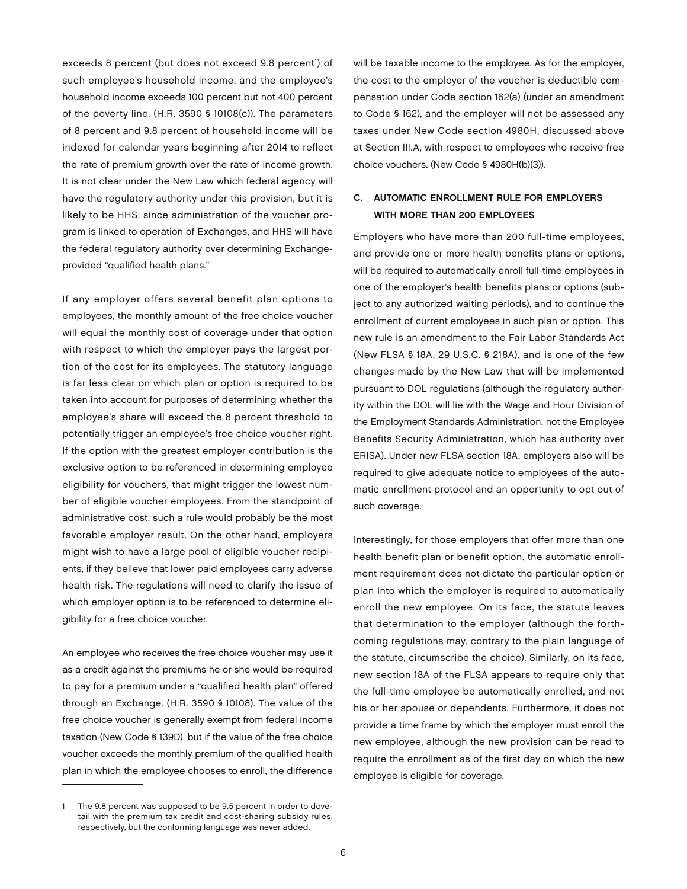exceeds 8 percent (but does not exceed 9.8 percent[1]) of such employee's household income, and the employee's household income exceeds 100 percent but not 400 percent of the poverty line. (H.R. 3590 § 10108(c)). The parameters of 8 percent and 9.8 percent of household income will be indexed for calendar years beginning after 2014 to reflect the rate of premium growth over the rate of income growth. It is not clear under the New Law which federal agency will have the regulatory authority under this provision, but it is likely to be HHS, since administration of the voucher program is linked to operation of Exchanges, and HHS will have the federal regulatory authority over determining Exchange-provided "qualified health plans."

If any employer offers several benefit plan options to employees, the monthly amount of the free choice voucher will equal the monthly cost of coverage under that option with respect to which the employer pays the largest portion of the cost for its employees. The statutory language is far less clear on which plan or option is required to be taken into account for purposes of determining whether the employee's share will exceed the 8 percent threshold to potentially trigger an employee's free choice voucher right. If the option with the greatest employer contribution is the exclusive option to be referenced in determining employee eligibility for vouchers, that might trigger the lowest number of eligible voucher employees. From the standpoint of administrative cost, such a rule would probably be the most favorable employer result. On the other hand, employers might wish to have a large pool of eligible voucher recipients, if they believe that lower paid employees carry adverse health risk. The regulations will need to clarify the issue of which employer option is to be referenced to determine eligibility for a free choice voucher.

An employee who receives the free choice voucher may use it as a credit against the premiums he or she would be required to pay for a premium under a "qualified health plan" offered through an Exchange. (H.R. 3590 § 10108). The value of the free choice voucher is generally exempt from federal income taxation (New Code § 139D), but if the value of the free choice voucher exceeds the monthly premium of the qualified health plan in which the employee chooses to enroll, the difference will be taxable income to the employee. As for the employer, the cost to the employer of the voucher is deductible compensation under Code section 162(a) (under an amendment to Code § 162), and the employer will not be assessed any taxes under New Code section 4980H, discussed above at Section III.A, with respect to employees who receive free choice vouchers. (New Code § 4980H(b)(3)).

### C. AUTOMATIC ENROLLMENT RULE FOR EMPLOYERS WITH MORE THAN 200 EMPLOYEES

Employers who have more than 200 full-time employees, and provide one or more health benefits plans or options, will be required to automatically enroll full-time employees in one of the employer's health benefits plans or options (subject to any authorized waiting periods), and to continue the enrollment of current employees in such plan or option. This new rule is an amendment to the Fair Labor Standards Act (New FLSA § 18A, 29 U.S.C. § 218A), and is one of the few changes made by the New Law that will be implemented pursuant to DOL regulations (although the regulatory authority within the DOL will lie with the Wage and Hour Division of the Employment Standards Administration, not the Employee Benefits Security Administration, which has authority over ERISA). Under new FLSA section 18A, employers also will be required to give adequate notice to employees of the automatic enrollment protocol and an opportunity to opt out of such coverage.

Interestingly, for those employers that offer more than one health benefit plan or benefit option, the automatic enrollment requirement does not dictate the particular option or plan into which the employer is required to automatically enroll the new employee. On its face, the statute leaves that determination to the employer (although the forthcoming regulations may, contrary to the plain language of the statute, circumscribe the choice). Similarly, on its face, new section 18A of the FLSA appears to require only that the full-time employee be automatically enrolled, and not his or her spouse or dependents. Furthermore, it does not provide a time frame by which the employer must enroll the new employee, although the new provision can be read to require the enrollment as of the first day on which the new employee is eligible for coverage.

---

1 The 9.8 percent was supposed to be 9.5 percent in order to dovetail with the premium tax credit and cost-sharing subsidy rules, respectively, but the conforming language was never added.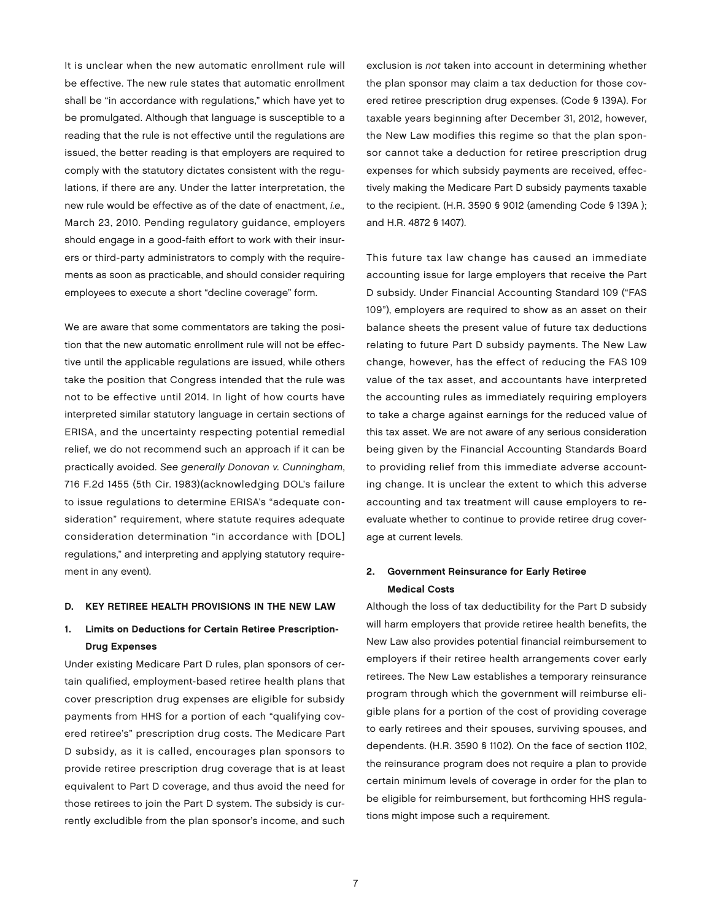It is unclear when the new automatic enrollment rule will be effective. The new rule states that automatic enrollment shall be "in accordance with regulations," which have yet to be promulgated. Although that language is susceptible to a reading that the rule is not effective until the regulations are issued, the better reading is that employers are required to comply with the statutory dictates consistent with the regulations, if there are any. Under the latter interpretation, the new rule would be effective as of the date of enactment, *i.e.,* March 23, 2010. Pending regulatory guidance, employers should engage in a good-faith effort to work with their insurers or third-party administrators to comply with the requirements as soon as practicable, and should consider requiring employees to execute a short "decline coverage" form.

We are aware that some commentators are taking the position that the new automatic enrollment rule will not be effective until the applicable regulations are issued, while others take the position that Congress intended that the rule was not to be effective until 2014. In light of how courts have interpreted similar statutory language in certain sections of ERISA, and the uncertainty respecting potential remedial relief, we do not recommend such an approach if it can be practically avoided. *See generally Donovan v. Cunningham*, 716 F.2d 1455 (5th Cir. 1983)(acknowledging DOL's failure to issue regulations to determine ERISA's "adequate consideration" requirement, where statute requires adequate consideration determination "in accordance with [DOL] regulations," and interpreting and applying statutory requirement in any event).

### D. KEY RETIREE HEALTH PROVISIONS IN THE NEW LAW

#### 1. Limits on Deductions for Certain Retiree Prescription-Drug Expenses

Under existing Medicare Part D rules, plan sponsors of certain qualified, employment-based retiree health plans that cover prescription drug expenses are eligible for subsidy payments from HHS for a portion of each "qualifying covered retiree's" prescription drug costs. The Medicare Part D subsidy, as it is called, encourages plan sponsors to provide retiree prescription drug coverage that is at least equivalent to Part D coverage, and thus avoid the need for those retirees to join the Part D system. The subsidy is currently excludible from the plan sponsor's income, and such exclusion is *not* taken into account in determining whether the plan sponsor may claim a tax deduction for those covered retiree prescription drug expenses. (Code § 139A). For taxable years beginning after December 31, 2012, however, the New Law modifies this regime so that the plan sponsor cannot take a deduction for retiree prescription drug expenses for which subsidy payments are received, effectively making the Medicare Part D subsidy payments taxable to the recipient. (H.R. 3590 § 9012 (amending Code § 139A ); and H.R. 4872 § 1407).

This future tax law change has caused an immediate accounting issue for large employers that receive the Part D subsidy. Under Financial Accounting Standard 109 ("FAS 109"), employers are required to show as an asset on their balance sheets the present value of future tax deductions relating to future Part D subsidy payments. The New Law change, however, has the effect of reducing the FAS 109 value of the tax asset, and accountants have interpreted the accounting rules as immediately requiring employers to take a charge against earnings for the reduced value of this tax asset. We are not aware of any serious consideration being given by the Financial Accounting Standards Board to providing relief from this immediate adverse accounting change. It is unclear the extent to which this adverse accounting and tax treatment will cause employers to reevaluate whether to continue to provide retiree drug coverage at current levels.

#### 2. Government Reinsurance for Early Retiree Medical Costs

Although the loss of tax deductibility for the Part D subsidy will harm employers that provide retiree health benefits, the New Law also provides potential financial reimbursement to employers if their retiree health arrangements cover early retirees. The New Law establishes a temporary reinsurance program through which the government will reimburse eligible plans for a portion of the cost of providing coverage to early retirees and their spouses, surviving spouses, and dependents. (H.R. 3590 § 1102). On the face of section 1102, the reinsurance program does not require a plan to provide certain minimum levels of coverage in order for the plan to be eligible for reimbursement, but forthcoming HHS regulations might impose such a requirement.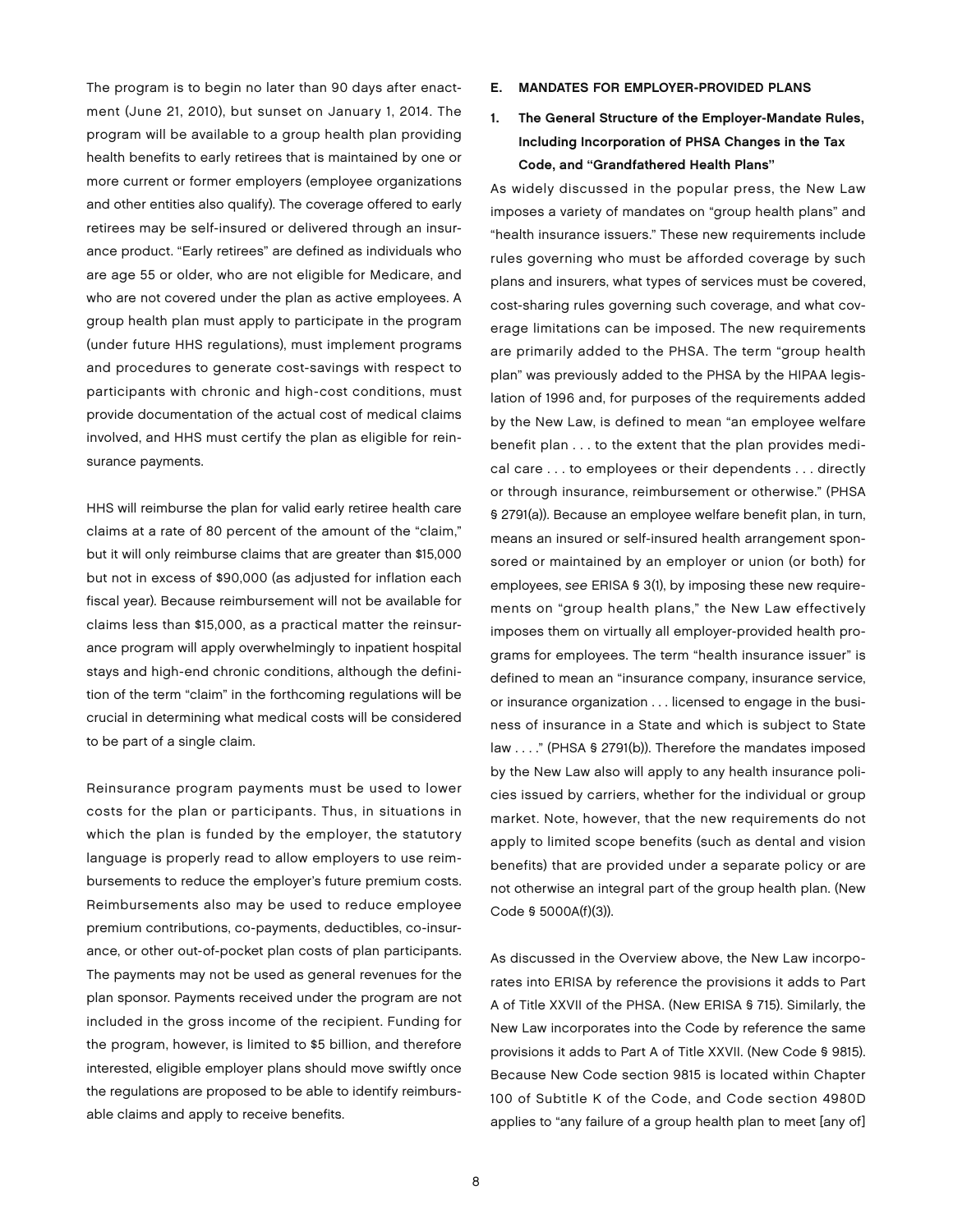The program is to begin no later than 90 days after enactment (June 21, 2010), but sunset on January 1, 2014. The program will be available to a group health plan providing health benefits to early retirees that is maintained by one or more current or former employers (employee organizations and other entities also qualify). The coverage offered to early retirees may be self-insured or delivered through an insurance product. "Early retirees" are defined as individuals who are age 55 or older, who are not eligible for Medicare, and who are not covered under the plan as active employees. A group health plan must apply to participate in the program (under future HHS regulations), must implement programs and procedures to generate cost-savings with respect to participants with chronic and high-cost conditions, must provide documentation of the actual cost of medical claims involved, and HHS must certify the plan as eligible for reinsurance payments.

HHS will reimburse the plan for valid early retiree health care claims at a rate of 80 percent of the amount of the "claim," but it will only reimburse claims that are greater than $15,000 but not in excess of $90,000 (as adjusted for inflation each fiscal year). Because reimbursement will not be available for claims less than $15,000, as a practical matter the reinsurance program will apply overwhelmingly to inpatient hospital stays and high-end chronic conditions, although the definition of the term "claim" in the forthcoming regulations will be crucial in determining what medical costs will be considered to be part of a single claim.

Reinsurance program payments must be used to lower costs for the plan or participants. Thus, in situations in which the plan is funded by the employer, the statutory language is properly read to allow employers to use reimbursements to reduce the employer's future premium costs. Reimbursements also may be used to reduce employee premium contributions, co-payments, deductibles, co-insurance, or other out-of-pocket plan costs of plan participants. The payments may not be used as general revenues for the plan sponsor. Payments received under the program are not included in the gross income of the recipient. Funding for the program, however, is limited to $5 billion, and therefore interested, eligible employer plans should move swiftly once the regulations are proposed to be able to identify reimbursable claims and apply to receive benefits.

## E. MANDATES FOR EMPLOYER-PROVIDED PLANS

### 1. The General Structure of the Employer-Mandate Rules, Including Incorporation of PHSA Changes in the Tax Code, and "Grandfathered Health Plans"

As widely discussed in the popular press, the New Law imposes a variety of mandates on "group health plans" and "health insurance issuers." These new requirements include rules governing who must be afforded coverage by such plans and insurers, what types of services must be covered, cost-sharing rules governing such coverage, and what coverage limitations can be imposed. The new requirements are primarily added to the PHSA. The term "group health plan" was previously added to the PHSA by the HIPAA legislation of 1996 and, for purposes of the requirements added by the New Law, is defined to mean "an employee welfare benefit plan . . . to the extent that the plan provides medical care . . . to employees or their dependents . . . directly or through insurance, reimbursement or otherwise." (PHSA § 2791(a)). Because an employee welfare benefit plan, in turn, means an insured or self-insured health arrangement sponsored or maintained by an employer or union (or both) for employees, *see* ERISA § 3(1), by imposing these new requirements on "group health plans," the New Law effectively imposes them on virtually all employer-provided health programs for employees. The term "health insurance issuer" is defined to mean an "insurance company, insurance service, or insurance organization . . . licensed to engage in the business of insurance in a State and which is subject to State law . . . ." (PHSA § 2791(b)). Therefore the mandates imposed by the New Law also will apply to any health insurance policies issued by carriers, whether for the individual or group market. Note, however, that the new requirements do not apply to limited scope benefits (such as dental and vision benefits) that are provided under a separate policy or are not otherwise an integral part of the group health plan. (New Code § 5000A(f)(3)).

As discussed in the Overview above, the New Law incorporates into ERISA by reference the provisions it adds to Part A of Title XXVII of the PHSA. (New ERISA § 715). Similarly, the New Law incorporates into the Code by reference the same provisions it adds to Part A of Title XXVII. (New Code § 9815). Because New Code section 9815 is located within Chapter 100 of Subtitle K of the Code, and Code section 4980D applies to "any failure of a group health plan to meet [any of]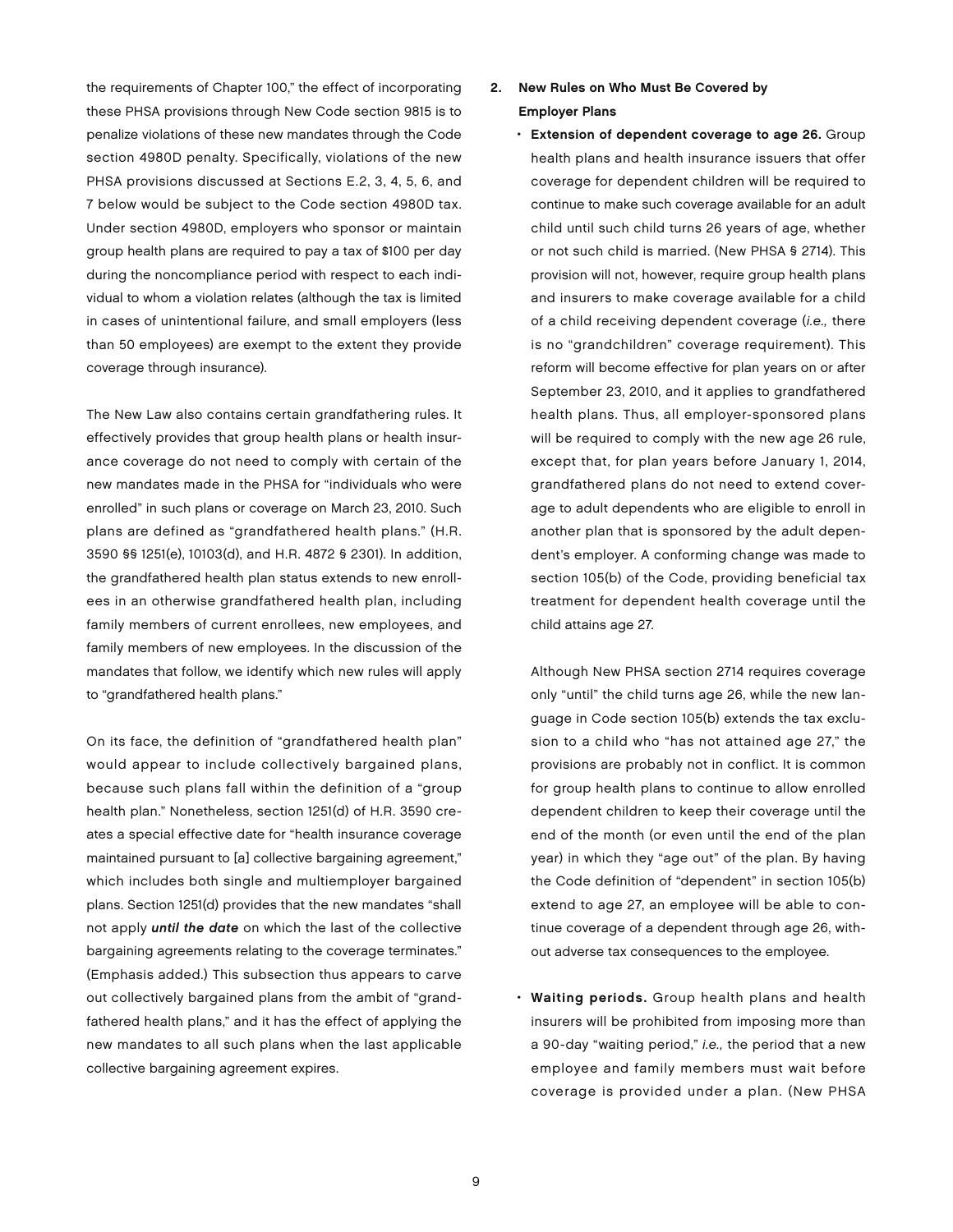the requirements of Chapter 100," the effect of incorporating these PHSA provisions through New Code section 9815 is to penalize violations of these new mandates through the Code section 4980D penalty. Specifically, violations of the new PHSA provisions discussed at Sections E.2, 3, 4, 5, 6, and 7 below would be subject to the Code section 4980D tax. Under section 4980D, employers who sponsor or maintain group health plans are required to pay a tax of $100 per day during the noncompliance period with respect to each individual to whom a violation relates (although the tax is limited in cases of unintentional failure, and small employers (less than 50 employees) are exempt to the extent they provide coverage through insurance).

The New Law also contains certain grandfathering rules. It effectively provides that group health plans or health insurance coverage do not need to comply with certain of the new mandates made in the PHSA for "individuals who were enrolled" in such plans or coverage on March 23, 2010. Such plans are defined as "grandfathered health plans." (H.R. 3590 §§ 1251(e), 10103(d), and H.R. 4872 § 2301). In addition, the grandfathered health plan status extends to new enrollees in an otherwise grandfathered health plan, including family members of current enrollees, new employees, and family members of new employees. In the discussion of the mandates that follow, we identify which new rules will apply to "grandfathered health plans."

On its face, the definition of "grandfathered health plan" would appear to include collectively bargained plans, because such plans fall within the definition of a "group health plan." Nonetheless, section 1251(d) of H.R. 3590 creates a special effective date for "health insurance coverage maintained pursuant to [a] collective bargaining agreement," which includes both single and multiemployer bargained plans. Section 1251(d) provides that the new mandates "shall not apply ***until the date*** on which the last of the collective bargaining agreements relating to the coverage terminates." (Emphasis added.) This subsection thus appears to carve out collectively bargained plans from the ambit of "grandfathered health plans," and it has the effect of applying the new mandates to all such plans when the last applicable collective bargaining agreement expires.

## 2. New Rules on Who Must Be Covered by Employer Plans

- **Extension of dependent coverage to age 26.** Group health plans and health insurance issuers that offer coverage for dependent children will be required to continue to make such coverage available for an adult child until such child turns 26 years of age, whether or not such child is married. (New PHSA § 2714). This provision will not, however, require group health plans and insurers to make coverage available for a child of a child receiving dependent coverage (*i.e.,* there is no "grandchildren" coverage requirement). This reform will become effective for plan years on or after September 23, 2010, and it applies to grandfathered health plans. Thus, all employer-sponsored plans will be required to comply with the new age 26 rule, except that, for plan years before January 1, 2014, grandfathered plans do not need to extend coverage to adult dependents who are eligible to enroll in another plan that is sponsored by the adult dependent's employer. A conforming change was made to section 105(b) of the Code, providing beneficial tax treatment for dependent health coverage until the child attains age 27.

  Although New PHSA section 2714 requires coverage only "until" the child turns age 26, while the new language in Code section 105(b) extends the tax exclusion to a child who "has not attained age 27," the provisions are probably not in conflict. It is common for group health plans to continue to allow enrolled dependent children to keep their coverage until the end of the month (or even until the end of the plan year) in which they "age out" of the plan. By having the Code definition of "dependent" in section 105(b) extend to age 27, an employee will be able to continue coverage of a dependent through age 26, without adverse tax consequences to the employee.

- **Waiting periods.** Group health plans and health insurers will be prohibited from imposing more than a 90-day "waiting period," *i.e.,* the period that a new employee and family members must wait before coverage is provided under a plan. (New PHSA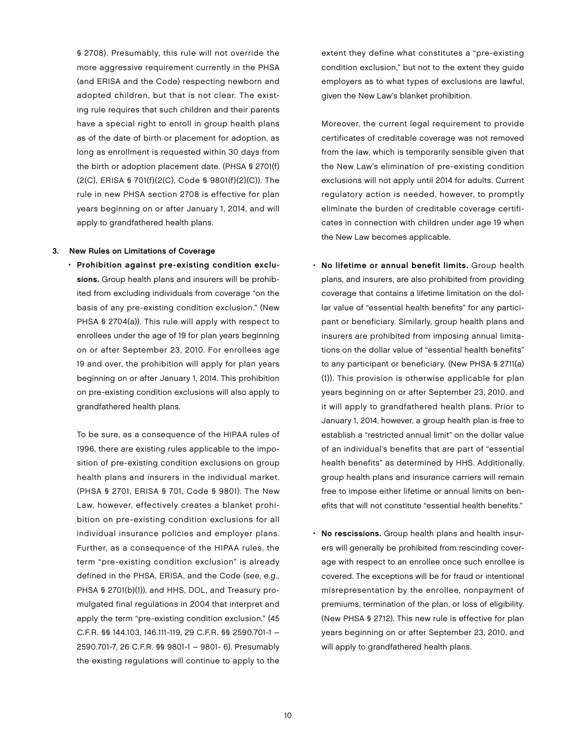§ 2708). Presumably, this rule will not override the more aggressive requirement currently in the PHSA (and ERISA and the Code) respecting newborn and adopted children, but that is not clear. The existing rule requires that such children and their parents have a special right to enroll in group health plans as of the date of birth or placement for adoption, as long as enrollment is requested within 30 days from the birth or adoption placement date. (PHSA § 2701(f)(2(C), ERISA § 701(f)(2(C), Code § 9801(f)(2)(C)). The rule in new PHSA section 2708 is effective for plan years beginning on or after January 1, 2014, and will apply to grandfathered health plans.

### 3. New Rules on Limitations of Coverage

- **Prohibition against pre-existing condition exclusions.** Group health plans and insurers will be prohibited from excluding individuals from coverage "on the basis of any pre-existing condition exclusion." (New PHSA § 2704(a)). This rule will apply with respect to enrollees under the age of 19 for plan years beginning on or after September 23, 2010. For enrollees age 19 and over, the prohibition will apply for plan years beginning on or after January 1, 2014. This prohibition on pre-existing condition exclusions will also apply to grandfathered health plans.

  To be sure, as a consequence of the HIPAA rules of 1996, there are existing rules applicable to the imposition of pre-existing condition exclusions on group health plans and insurers in the individual market. (PHSA § 2701, ERISA § 701, Code § 9801). The New Law, however, effectively creates a blanket prohibition on pre-existing condition exclusions for all individual insurance policies and employer plans. Further, as a consequence of the HIPAA rules, the term "pre-existing condition exclusion" is already defined in the PHSA, ERISA, and the Code (*see, e.g.,* PHSA § 2701(b)(1)), and HHS, DOL, and Treasury promulgated final regulations in 2004 that interpret and apply the term "pre-existing condition exclusion." (45 C.F.R. §§ 144.103, 146.111-119, 29 C.F.R. §§ 2590.701-1 – 2590.701-7, 26 C.F.R. §§ 9801-1 – 9801- 6). Presumably the existing regulations will continue to apply to the extent they define what constitutes a "pre-existing condition exclusion," but not to the extent they guide employers as to what types of exclusions are lawful, given the New Law's blanket prohibition.

  Moreover, the current legal requirement to provide certificates of creditable coverage was not removed from the law, which is temporarily sensible given that the New Law's elimination of pre-existing condition exclusions will not apply until 2014 for adults. Current regulatory action is needed, however, to promptly eliminate the burden of creditable coverage certificates in connection with children under age 19 when the New Law becomes applicable.

- **No lifetime or annual benefit limits.** Group health plans, and insurers, are also prohibited from providing coverage that contains a lifetime limitation on the dollar value of "essential health benefits" for any participant or beneficiary. Similarly, group health plans and insurers are prohibited from imposing annual limitations on the dollar value of "essential health benefits" to any participant or beneficiary. (New PHSA § 2711(a)(1)). This provision is otherwise applicable for plan years beginning on or after September 23, 2010, and it will apply to grandfathered health plans. Prior to January 1, 2014, however, a group health plan is free to establish a "restricted annual limit" on the dollar value of an individual's benefits that are part of "essential health benefits" as determined by HHS. Additionally, group health plans and insurance carriers will remain free to impose either lifetime or annual limits on benefits that will not constitute "essential health benefits."

- **No rescissions.** Group health plans and health insurers will generally be prohibited from rescinding coverage with respect to an enrollee once such enrollee is covered. The exceptions will be for fraud or intentional misrepresentation by the enrollee, nonpayment of premiums, termination of the plan, or loss of eligibility. (New PHSA § 2712). This new rule is effective for plan years beginning on or after September 23, 2010, and will apply to grandfathered health plans.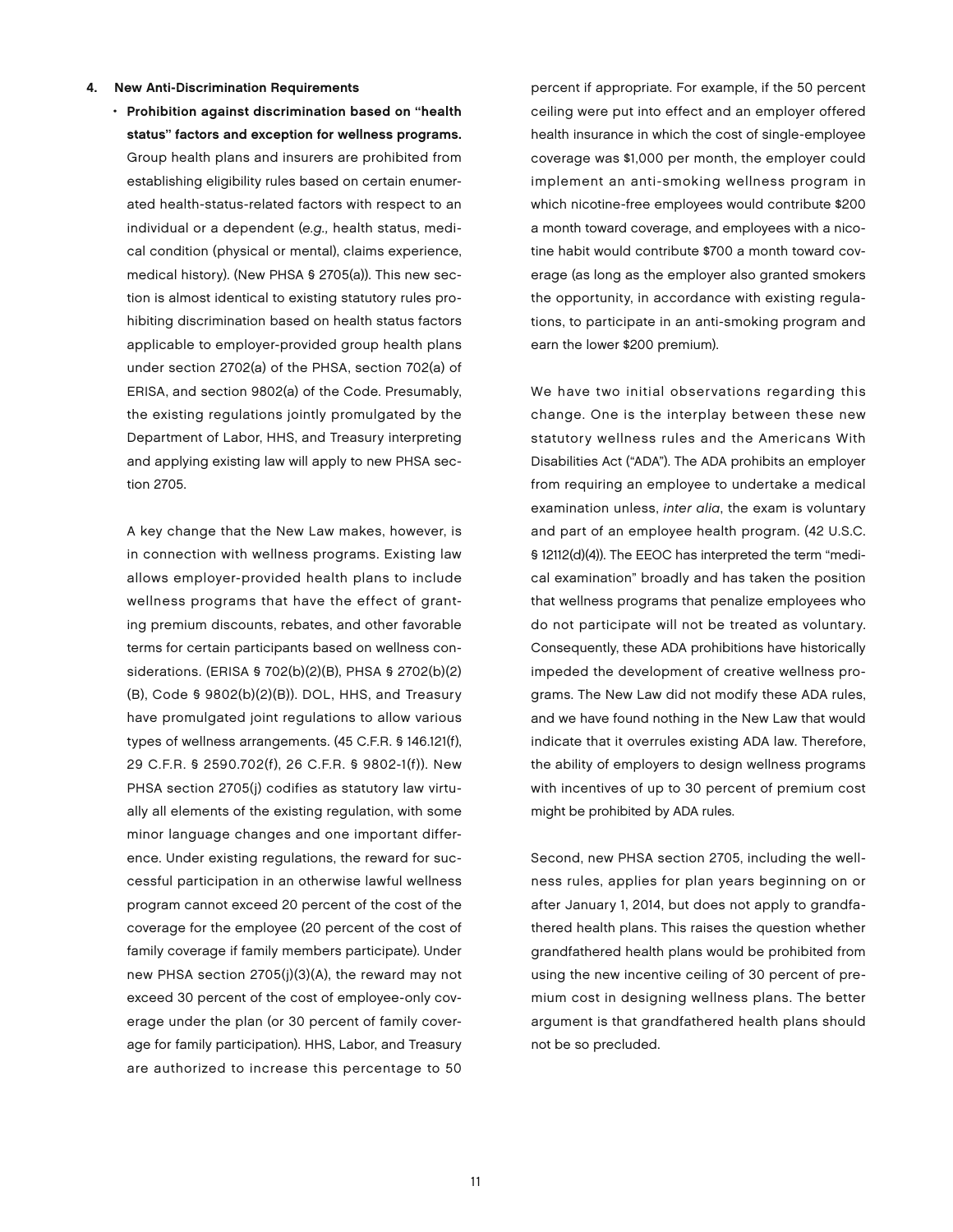### 4. New Anti-Discrimination Requirements

- **Prohibition against discrimination based on "health status" factors and exception for wellness programs.** Group health plans and insurers are prohibited from establishing eligibility rules based on certain enumerated health-status-related factors with respect to an individual or a dependent (*e.g.*, health status, medical condition (physical or mental), claims experience, medical history). (New PHSA § 2705(a)). This new section is almost identical to existing statutory rules prohibiting discrimination based on health status factors applicable to employer-provided group health plans under section 2702(a) of the PHSA, section 702(a) of ERISA, and section 9802(a) of the Code. Presumably, the existing regulations jointly promulgated by the Department of Labor, HHS, and Treasury interpreting and applying existing law will apply to new PHSA section 2705.

  A key change that the New Law makes, however, is in connection with wellness programs. Existing law allows employer-provided health plans to include wellness programs that have the effect of granting premium discounts, rebates, and other favorable terms for certain participants based on wellness considerations. (ERISA § 702(b)(2)(B), PHSA § 2702(b)(2)(B), Code § 9802(b)(2)(B)). DOL, HHS, and Treasury have promulgated joint regulations to allow various types of wellness arrangements. (45 C.F.R. § 146.121(f), 29 C.F.R. § 2590.702(f), 26 C.F.R. § 9802-1(f)). New PHSA section 2705(j) codifies as statutory law virtually all elements of the existing regulation, with some minor language changes and one important difference. Under existing regulations, the reward for successful participation in an otherwise lawful wellness program cannot exceed 20 percent of the cost of the coverage for the employee (20 percent of the cost of family coverage if family members participate). Under new PHSA section 2705(j)(3)(A), the reward may not exceed 30 percent of the cost of employee-only coverage under the plan (or 30 percent of family coverage for family participation). HHS, Labor, and Treasury are authorized to increase this percentage to 50 percent if appropriate. For example, if the 50 percent ceiling were put into effect and an employer offered health insurance in which the cost of single-employee coverage was $1,000 per month, the employer could implement an anti-smoking wellness program in which nicotine-free employees would contribute $200 a month toward coverage, and employees with a nicotine habit would contribute $700 a month toward coverage (as long as the employer also granted smokers the opportunity, in accordance with existing regulations, to participate in an anti-smoking program and earn the lower $200 premium).

  We have two initial observations regarding this change. One is the interplay between these new statutory wellness rules and the Americans With Disabilities Act ("ADA"). The ADA prohibits an employer from requiring an employee to undertake a medical examination unless, *inter alia*, the exam is voluntary and part of an employee health program. (42 U.S.C. § 12112(d)(4)). The EEOC has interpreted the term "medical examination" broadly and has taken the position that wellness programs that penalize employees who do not participate will not be treated as voluntary. Consequently, these ADA prohibitions have historically impeded the development of creative wellness programs. The New Law did not modify these ADA rules, and we have found nothing in the New Law that would indicate that it overrules existing ADA law. Therefore, the ability of employers to design wellness programs with incentives of up to 30 percent of premium cost might be prohibited by ADA rules.

  Second, new PHSA section 2705, including the wellness rules, applies for plan years beginning on or after January 1, 2014, but does not apply to grandfathered health plans. This raises the question whether grandfathered health plans would be prohibited from using the new incentive ceiling of 30 percent of premium cost in designing wellness plans. The better argument is that grandfathered health plans should not be so precluded.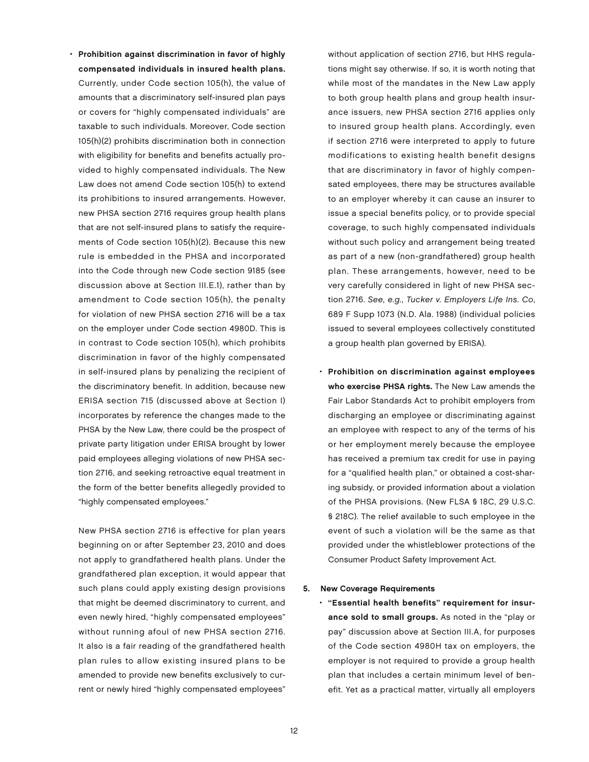- **Prohibition against discrimination in favor of highly compensated individuals in insured health plans.** Currently, under Code section 105(h), the value of amounts that a discriminatory self-insured plan pays or covers for "highly compensated individuals" are taxable to such individuals. Moreover, Code section 105(h)(2) prohibits discrimination both in connection with eligibility for benefits and benefits actually provided to highly compensated individuals. The New Law does not amend Code section 105(h) to extend its prohibitions to insured arrangements. However, new PHSA section 2716 requires group health plans that are not self-insured plans to satisfy the requirements of Code section 105(h)(2). Because this new rule is embedded in the PHSA and incorporated into the Code through new Code section 9185 (see discussion above at Section III.E.1), rather than by amendment to Code section 105(h), the penalty for violation of new PHSA section 2716 will be a tax on the employer under Code section 4980D. This is in contrast to Code section 105(h), which prohibits discrimination in favor of the highly compensated in self-insured plans by penalizing the recipient of the discriminatory benefit. In addition, because new ERISA section 715 (discussed above at Section I) incorporates by reference the changes made to the PHSA by the New Law, there could be the prospect of private party litigation under ERISA brought by lower paid employees alleging violations of new PHSA section 2716, and seeking retroactive equal treatment in the form of the better benefits allegedly provided to "highly compensated employees."

  New PHSA section 2716 is effective for plan years beginning on or after September 23, 2010 and does not apply to grandfathered health plans. Under the grandfathered plan exception, it would appear that such plans could apply existing design provisions that might be deemed discriminatory to current, and even newly hired, "highly compensated employees" without running afoul of new PHSA section 2716. It also is a fair reading of the grandfathered health plan rules to allow existing insured plans to be amended to provide new benefits exclusively to current or newly hired "highly compensated employees" without application of section 2716, but HHS regulations might say otherwise. If so, it is worth noting that while most of the mandates in the New Law apply to both group health plans and group health insurance issuers, new PHSA section 2716 applies only to insured group health plans. Accordingly, even if section 2716 were interpreted to apply to future modifications to existing health benefit designs that are discriminatory in favor of highly compensated employees, there may be structures available to an employer whereby it can cause an insurer to issue a special benefits policy, or to provide special coverage, to such highly compensated individuals without such policy and arrangement being treated as part of a new (non-grandfathered) group health plan. These arrangements, however, need to be very carefully considered in light of new PHSA section 2716. *See, e.g., Tucker v. Employers Life Ins. Co*, 689 F Supp 1073 (N.D. Ala. 1988) (individual policies issued to several employees collectively constituted a group health plan governed by ERISA).

- **Prohibition on discrimination against employees who exercise PHSA rights.** The New Law amends the Fair Labor Standards Act to prohibit employers from discharging an employee or discriminating against an employee with respect to any of the terms of his or her employment merely because the employee has received a premium tax credit for use in paying for a "qualified health plan," or obtained a cost-sharing subsidy, or provided information about a violation of the PHSA provisions. (New FLSA § 18C, 29 U.S.C. § 218C). The relief available to such employee in the event of such a violation will be the same as that provided under the whistleblower protections of the Consumer Product Safety Improvement Act.

**5. New Coverage Requirements**

- **"Essential health benefits" requirement for insurance sold to small groups.** As noted in the "play or pay" discussion above at Section III.A, for purposes of the Code section 4980H tax on employers, the employer is not required to provide a group health plan that includes a certain minimum level of benefit. Yet as a practical matter, virtually all employers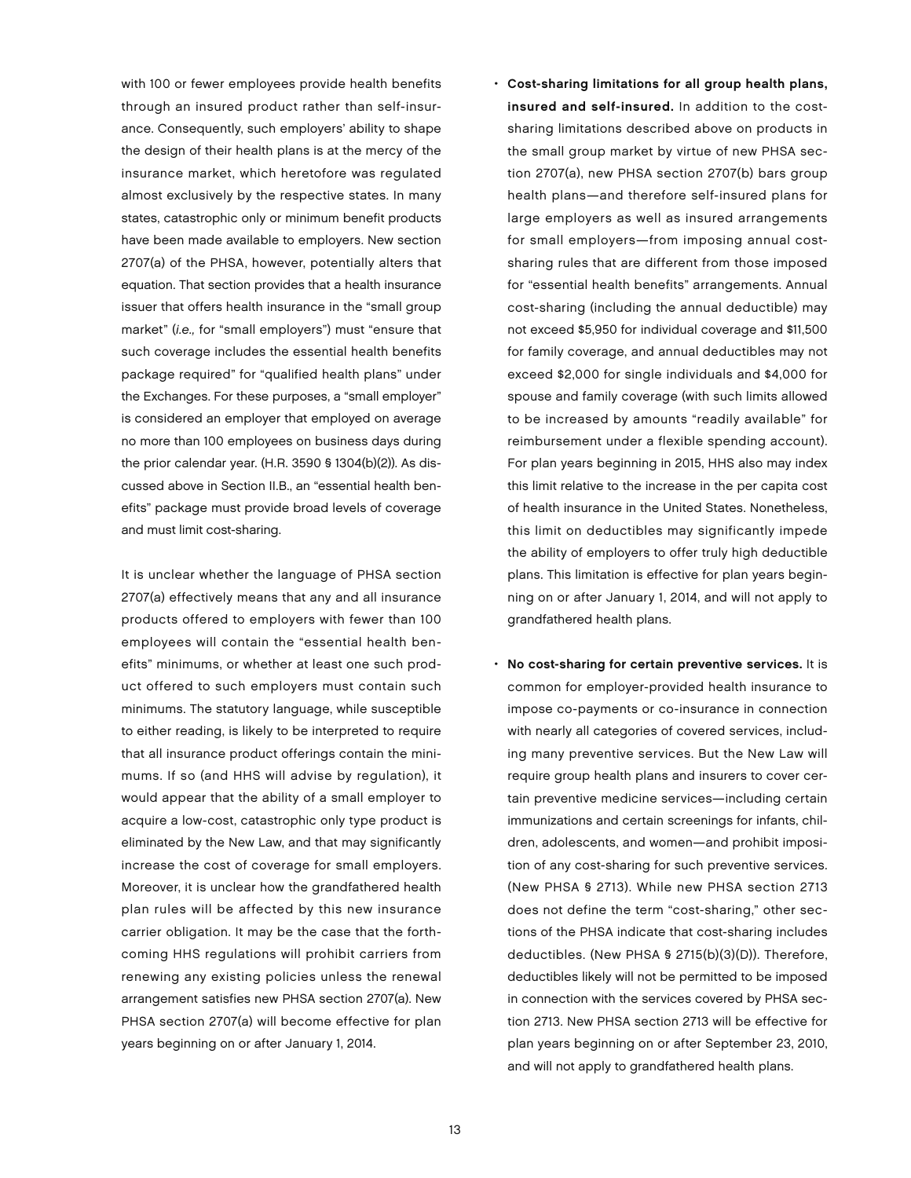with 100 or fewer employees provide health benefits through an insured product rather than self-insurance. Consequently, such employers' ability to shape the design of their health plans is at the mercy of the insurance market, which heretofore was regulated almost exclusively by the respective states. In many states, catastrophic only or minimum benefit products have been made available to employers. New section 2707(a) of the PHSA, however, potentially alters that equation. That section provides that a health insurance issuer that offers health insurance in the "small group market" (*i.e.,* for "small employers") must "ensure that such coverage includes the essential health benefits package required" for "qualified health plans" under the Exchanges. For these purposes, a "small employer" is considered an employer that employed on average no more than 100 employees on business days during the prior calendar year. (H.R. 3590 § 1304(b)(2)). As discussed above in Section II.B., an "essential health benefits" package must provide broad levels of coverage and must limit cost-sharing.

It is unclear whether the language of PHSA section 2707(a) effectively means that any and all insurance products offered to employers with fewer than 100 employees will contain the "essential health benefits" minimums, or whether at least one such product offered to such employers must contain such minimums. The statutory language, while susceptible to either reading, is likely to be interpreted to require that all insurance product offerings contain the minimums. If so (and HHS will advise by regulation), it would appear that the ability of a small employer to acquire a low-cost, catastrophic only type product is eliminated by the New Law, and that may significantly increase the cost of coverage for small employers. Moreover, it is unclear how the grandfathered health plan rules will be affected by this new insurance carrier obligation. It may be the case that the forthcoming HHS regulations will prohibit carriers from renewing any existing policies unless the renewal arrangement satisfies new PHSA section 2707(a). New PHSA section 2707(a) will become effective for plan years beginning on or after January 1, 2014.

- **Cost-sharing limitations for all group health plans, insured and self-insured.** In addition to the cost-sharing limitations described above on products in the small group market by virtue of new PHSA section 2707(a), new PHSA section 2707(b) bars group health plans—and therefore self-insured plans for large employers as well as insured arrangements for small employers—from imposing annual cost-sharing rules that are different from those imposed for "essential health benefits" arrangements. Annual cost-sharing (including the annual deductible) may not exceed $5,950 for individual coverage and $11,500 for family coverage, and annual deductibles may not exceed $2,000 for single individuals and $4,000 for spouse and family coverage (with such limits allowed to be increased by amounts "readily available" for reimbursement under a flexible spending account). For plan years beginning in 2015, HHS also may index this limit relative to the increase in the per capita cost of health insurance in the United States. Nonetheless, this limit on deductibles may significantly impede the ability of employers to offer truly high deductible plans. This limitation is effective for plan years beginning on or after January 1, 2014, and will not apply to grandfathered health plans.

- **No cost-sharing for certain preventive services.** It is common for employer-provided health insurance to impose co-payments or co-insurance in connection with nearly all categories of covered services, including many preventive services. But the New Law will require group health plans and insurers to cover certain preventive medicine services—including certain immunizations and certain screenings for infants, children, adolescents, and women—and prohibit imposition of any cost-sharing for such preventive services. (New PHSA § 2713). While new PHSA section 2713 does not define the term "cost-sharing," other sections of the PHSA indicate that cost-sharing includes deductibles. (New PHSA § 2715(b)(3)(D)). Therefore, deductibles likely will not be permitted to be imposed in connection with the services covered by PHSA section 2713. New PHSA section 2713 will be effective for plan years beginning on or after September 23, 2010, and will not apply to grandfathered health plans.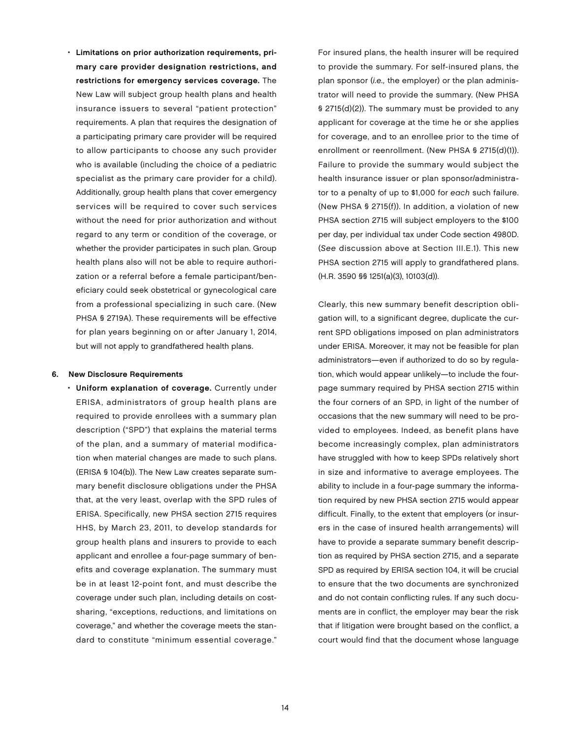- **Limitations on prior authorization requirements, primary care provider designation restrictions, and restrictions for emergency services coverage.** The New Law will subject group health plans and health insurance issuers to several "patient protection" requirements. A plan that requires the designation of a participating primary care provider will be required to allow participants to choose any such provider who is available (including the choice of a pediatric specialist as the primary care provider for a child). Additionally, group health plans that cover emergency services will be required to cover such services without the need for prior authorization and without regard to any term or condition of the coverage, or whether the provider participates in such plan. Group health plans also will not be able to require authorization or a referral before a female participant/beneficiary could seek obstetrical or gynecological care from a professional specializing in such care. (New PHSA § 2719A). These requirements will be effective for plan years beginning on or after January 1, 2014, but will not apply to grandfathered health plans.

#### 6. New Disclosure Requirements

- **Uniform explanation of coverage.** Currently under ERISA, administrators of group health plans are required to provide enrollees with a summary plan description ("SPD") that explains the material terms of the plan, and a summary of material modification when material changes are made to such plans. (ERISA § 104(b)). The New Law creates separate summary benefit disclosure obligations under the PHSA that, at the very least, overlap with the SPD rules of ERISA. Specifically, new PHSA section 2715 requires HHS, by March 23, 2011, to develop standards for group health plans and insurers to provide to each applicant and enrollee a four-page summary of benefits and coverage explanation. The summary must be in at least 12-point font, and must describe the coverage under such plan, including details on cost-sharing, "exceptions, reductions, and limitations on coverage," and whether the coverage meets the standard to constitute "minimum essential coverage." For insured plans, the health insurer will be required to provide the summary. For self-insured plans, the plan sponsor (*i.e.,* the employer) or the plan administrator will need to provide the summary. (New PHSA § 2715(d)(2)). The summary must be provided to any applicant for coverage at the time he or she applies for coverage, and to an enrollee prior to the time of enrollment or reenrollment. (New PHSA § 2715(d)(1)). Failure to provide the summary would subject the health insurance issuer or plan sponsor/administrator to a penalty of up to $1,000 for *each* such failure. (New PHSA § 2715(f)). In addition, a violation of new PHSA section 2715 will subject employers to the $100 per day, per individual tax under Code section 4980D. (*See* discussion above at Section III.E.1). This new PHSA section 2715 will apply to grandfathered plans. (H.R. 3590 §§ 1251(a)(3), 10103(d)).

Clearly, this new summary benefit description obligation will, to a significant degree, duplicate the current SPD obligations imposed on plan administrators under ERISA. Moreover, it may not be feasible for plan administrators—even if authorized to do so by regulation, which would appear unlikely—to include the four-page summary required by PHSA section 2715 within the four corners of an SPD, in light of the number of occasions that the new summary will need to be provided to employees. Indeed, as benefit plans have become increasingly complex, plan administrators have struggled with how to keep SPDs relatively short in size and informative to average employees. The ability to include in a four-page summary the information required by new PHSA section 2715 would appear difficult. Finally, to the extent that employers (or insurers in the case of insured health arrangements) will have to provide a separate summary benefit description as required by PHSA section 2715, and a separate SPD as required by ERISA section 104, it will be crucial to ensure that the two documents are synchronized and do not contain conflicting rules. If any such documents are in conflict, the employer may bear the risk that if litigation were brought based on the conflict, a court would find that the document whose language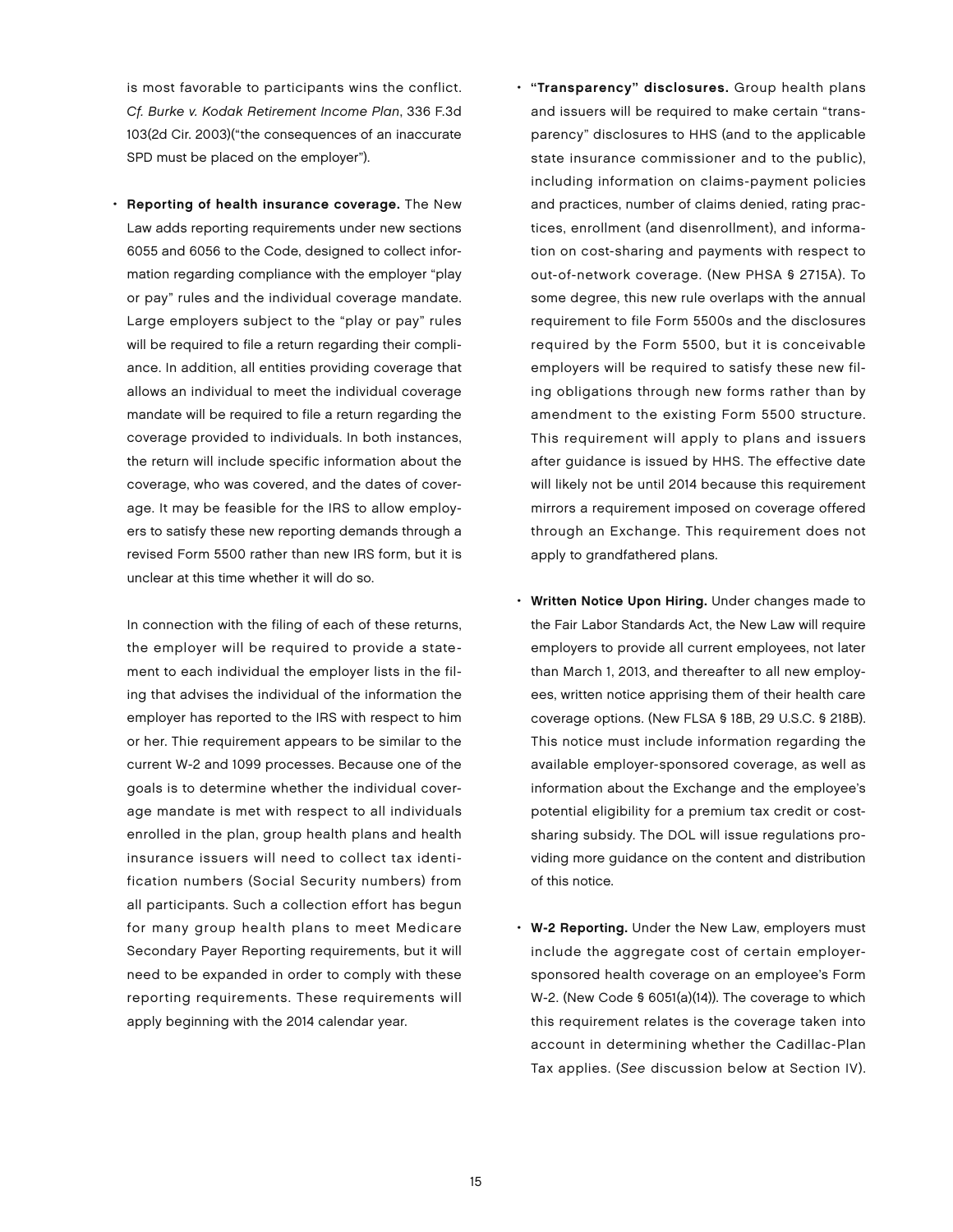is most favorable to participants wins the conflict. *Cf. Burke v. Kodak Retirement Income Plan*, 336 F.3d 103(2d Cir. 2003)("the consequences of an inaccurate SPD must be placed on the employer").

- **Reporting of health insurance coverage.** The New Law adds reporting requirements under new sections 6055 and 6056 to the Code, designed to collect information regarding compliance with the employer "play or pay" rules and the individual coverage mandate. Large employers subject to the "play or pay" rules will be required to file a return regarding their compliance. In addition, all entities providing coverage that allows an individual to meet the individual coverage mandate will be required to file a return regarding the coverage provided to individuals. In both instances, the return will include specific information about the coverage, who was covered, and the dates of coverage. It may be feasible for the IRS to allow employers to satisfy these new reporting demands through a revised Form 5500 rather than new IRS form, but it is unclear at this time whether it will do so.

  In connection with the filing of each of these returns, the employer will be required to provide a statement to each individual the employer lists in the filing that advises the individual of the information the employer has reported to the IRS with respect to him or her. Thie requirement appears to be similar to the current W-2 and 1099 processes. Because one of the goals is to determine whether the individual coverage mandate is met with respect to all individuals enrolled in the plan, group health plans and health insurance issuers will need to collect tax identification numbers (Social Security numbers) from all participants. Such a collection effort has begun for many group health plans to meet Medicare Secondary Payer Reporting requirements, but it will need to be expanded in order to comply with these reporting requirements. These requirements will apply beginning with the 2014 calendar year.

- **"Transparency" disclosures.** Group health plans and issuers will be required to make certain "transparency" disclosures to HHS (and to the applicable state insurance commissioner and to the public), including information on claims-payment policies and practices, number of claims denied, rating practices, enrollment (and disenrollment), and information on cost-sharing and payments with respect to out-of-network coverage. (New PHSA § 2715A). To some degree, this new rule overlaps with the annual requirement to file Form 5500s and the disclosures required by the Form 5500, but it is conceivable employers will be required to satisfy these new filing obligations through new forms rather than by amendment to the existing Form 5500 structure. This requirement will apply to plans and issuers after guidance is issued by HHS. The effective date will likely not be until 2014 because this requirement mirrors a requirement imposed on coverage offered through an Exchange. This requirement does not apply to grandfathered plans.

- **Written Notice Upon Hiring.** Under changes made to the Fair Labor Standards Act, the New Law will require employers to provide all current employees, not later than March 1, 2013, and thereafter to all new employees, written notice apprising them of their health care coverage options. (New FLSA § 18B, 29 U.S.C. § 218B). This notice must include information regarding the available employer-sponsored coverage, as well as information about the Exchange and the employee's potential eligibility for a premium tax credit or cost-sharing subsidy. The DOL will issue regulations providing more guidance on the content and distribution of this notice.

- **W-2 Reporting.** Under the New Law, employers must include the aggregate cost of certain employer-sponsored health coverage on an employee's Form W-2. (New Code § 6051(a)(14)). The coverage to which this requirement relates is the coverage taken into account in determining whether the Cadillac-Plan Tax applies. (*See* discussion below at Section IV).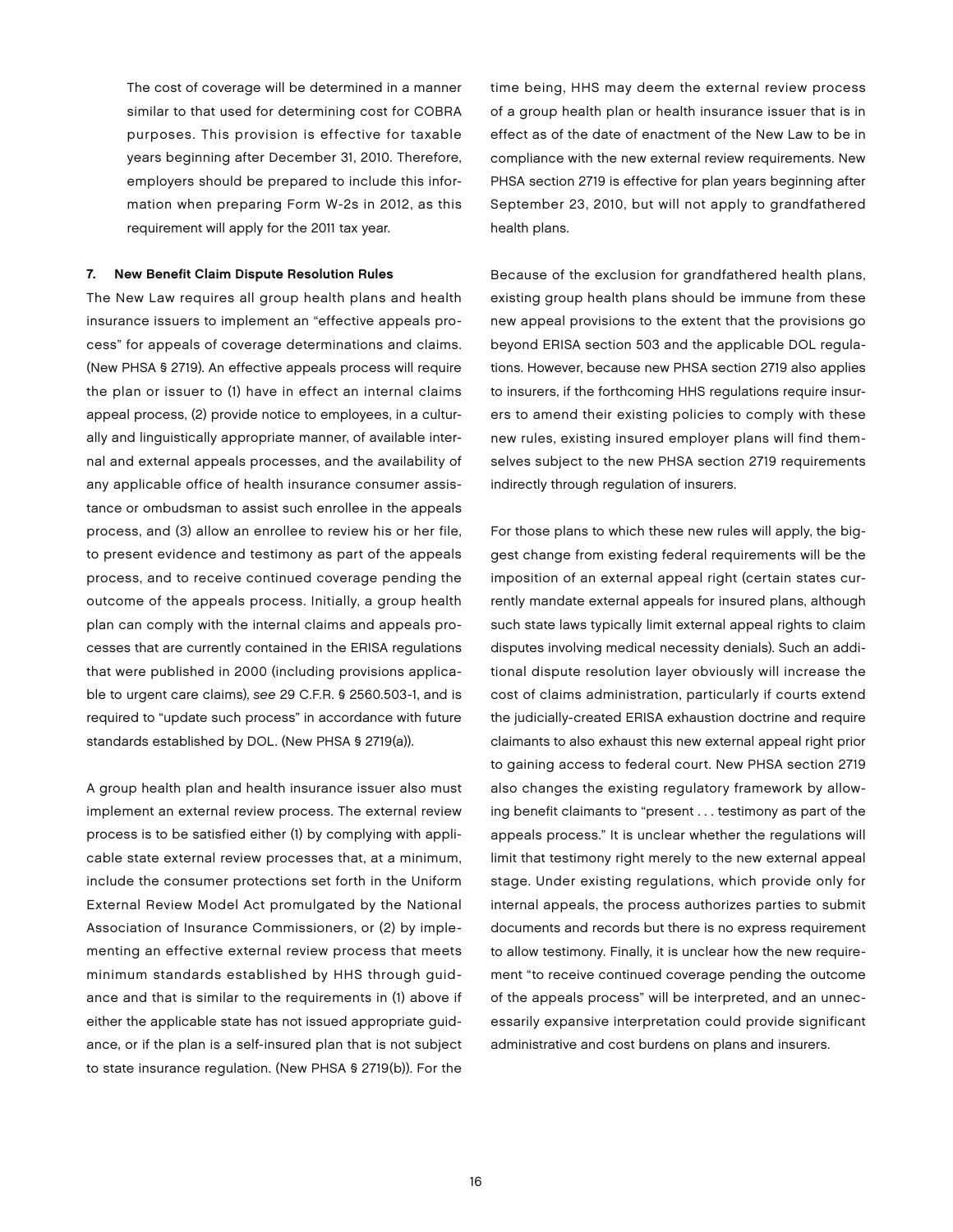The cost of coverage will be determined in a manner similar to that used for determining cost for COBRA purposes. This provision is effective for taxable years beginning after December 31, 2010. Therefore, employers should be prepared to include this information when preparing Form W-2s in 2012, as this requirement will apply for the 2011 tax year.

**7. New Benefit Claim Dispute Resolution Rules**

The New Law requires all group health plans and health insurance issuers to implement an "effective appeals process" for appeals of coverage determinations and claims. (New PHSA § 2719). An effective appeals process will require the plan or issuer to (1) have in effect an internal claims appeal process, (2) provide notice to employees, in a culturally and linguistically appropriate manner, of available internal and external appeals processes, and the availability of any applicable office of health insurance consumer assistance or ombudsman to assist such enrollee in the appeals process, and (3) allow an enrollee to review his or her file, to present evidence and testimony as part of the appeals process, and to receive continued coverage pending the outcome of the appeals process. Initially, a group health plan can comply with the internal claims and appeals processes that are currently contained in the ERISA regulations that were published in 2000 (including provisions applicable to urgent care claims), *see* 29 C.F.R. § 2560.503-1, and is required to "update such process" in accordance with future standards established by DOL. (New PHSA § 2719(a)).

A group health plan and health insurance issuer also must implement an external review process. The external review process is to be satisfied either (1) by complying with applicable state external review processes that, at a minimum, include the consumer protections set forth in the Uniform External Review Model Act promulgated by the National Association of Insurance Commissioners, or (2) by implementing an effective external review process that meets minimum standards established by HHS through guidance and that is similar to the requirements in (1) above if either the applicable state has not issued appropriate guidance, or if the plan is a self-insured plan that is not subject to state insurance regulation. (New PHSA § 2719(b)). For the time being, HHS may deem the external review process of a group health plan or health insurance issuer that is in effect as of the date of enactment of the New Law to be in compliance with the new external review requirements. New PHSA section 2719 is effective for plan years beginning after September 23, 2010, but will not apply to grandfathered health plans.

Because of the exclusion for grandfathered health plans, existing group health plans should be immune from these new appeal provisions to the extent that the provisions go beyond ERISA section 503 and the applicable DOL regulations. However, because new PHSA section 2719 also applies to insurers, if the forthcoming HHS regulations require insurers to amend their existing policies to comply with these new rules, existing insured employer plans will find themselves subject to the new PHSA section 2719 requirements indirectly through regulation of insurers.

For those plans to which these new rules will apply, the biggest change from existing federal requirements will be the imposition of an external appeal right (certain states currently mandate external appeals for insured plans, although such state laws typically limit external appeal rights to claim disputes involving medical necessity denials). Such an additional dispute resolution layer obviously will increase the cost of claims administration, particularly if courts extend the judicially-created ERISA exhaustion doctrine and require claimants to also exhaust this new external appeal right prior to gaining access to federal court. New PHSA section 2719 also changes the existing regulatory framework by allowing benefit claimants to "present . . . testimony as part of the appeals process." It is unclear whether the regulations will limit that testimony right merely to the new external appeal stage. Under existing regulations, which provide only for internal appeals, the process authorizes parties to submit documents and records but there is no express requirement to allow testimony. Finally, it is unclear how the new requirement "to receive continued coverage pending the outcome of the appeals process" will be interpreted, and an unnecessarily expansive interpretation could provide significant administrative and cost burdens on plans and insurers.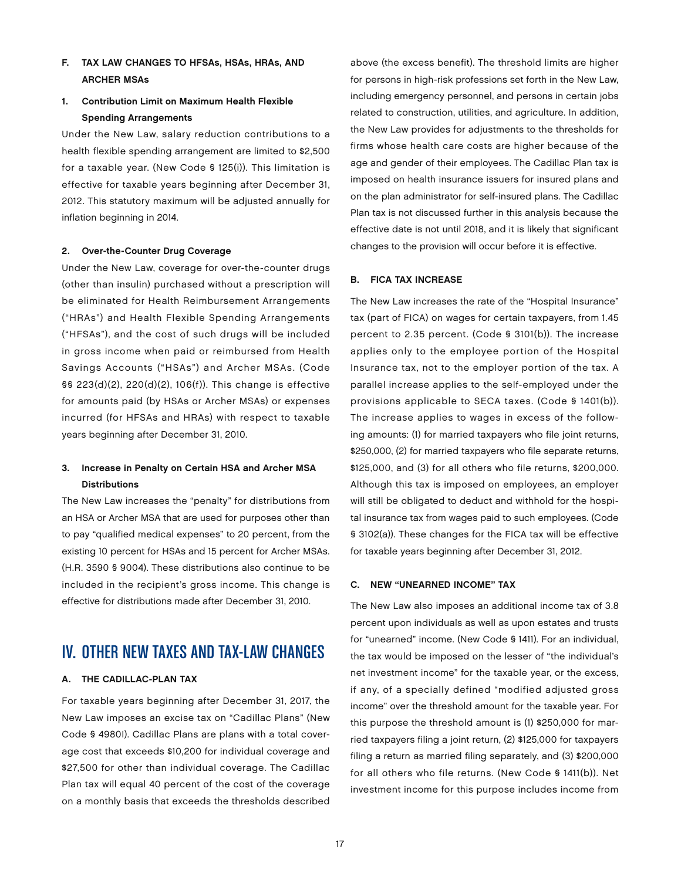### F. TAX LAW CHANGES TO HFSAs, HSAs, HRAs, AND ARCHER MSAs

#### 1. Contribution Limit on Maximum Health Flexible Spending Arrangements

Under the New Law, salary reduction contributions to a health flexible spending arrangement are limited to $2,500 for a taxable year. (New Code § 125(i)). This limitation is effective for taxable years beginning after December 31, 2012. This statutory maximum will be adjusted annually for inflation beginning in 2014.

#### 2. Over-the-Counter Drug Coverage

Under the New Law, coverage for over-the-counter drugs (other than insulin) purchased without a prescription will be eliminated for Health Reimbursement Arrangements ("HRAs") and Health Flexible Spending Arrangements ("HFSAs"), and the cost of such drugs will be included in gross income when paid or reimbursed from Health Savings Accounts ("HSAs") and Archer MSAs. (Code §§ 223(d)(2), 220(d)(2), 106(f)). This change is effective for amounts paid (by HSAs or Archer MSAs) or expenses incurred (for HFSAs and HRAs) with respect to taxable years beginning after December 31, 2010.

#### 3. Increase in Penalty on Certain HSA and Archer MSA Distributions

The New Law increases the "penalty" for distributions from an HSA or Archer MSA that are used for purposes other than to pay "qualified medical expenses" to 20 percent, from the existing 10 percent for HSAs and 15 percent for Archer MSAs. (H.R. 3590 § 9004). These distributions also continue to be included in the recipient's gross income. This change is effective for distributions made after December 31, 2010.

## IV. OTHER NEW TAXES AND TAX-LAW CHANGES

### A. THE CADILLAC-PLAN TAX

For taxable years beginning after December 31, 2017, the New Law imposes an excise tax on "Cadillac Plans" (New Code § 4980I). Cadillac Plans are plans with a total coverage cost that exceeds $10,200 for individual coverage and $27,500 for other than individual coverage. The Cadillac Plan tax will equal 40 percent of the cost of the coverage on a monthly basis that exceeds the thresholds described above (the excess benefit). The threshold limits are higher for persons in high-risk professions set forth in the New Law, including emergency personnel, and persons in certain jobs related to construction, utilities, and agriculture. In addition, the New Law provides for adjustments to the thresholds for firms whose health care costs are higher because of the age and gender of their employees. The Cadillac Plan tax is imposed on health insurance issuers for insured plans and on the plan administrator for self-insured plans. The Cadillac Plan tax is not discussed further in this analysis because the effective date is not until 2018, and it is likely that significant changes to the provision will occur before it is effective.

### B. FICA TAX INCREASE

The New Law increases the rate of the "Hospital Insurance" tax (part of FICA) on wages for certain taxpayers, from 1.45 percent to 2.35 percent. (Code § 3101(b)). The increase applies only to the employee portion of the Hospital Insurance tax, not to the employer portion of the tax. A parallel increase applies to the self-employed under the provisions applicable to SECA taxes. (Code § 1401(b)). The increase applies to wages in excess of the following amounts: (1) for married taxpayers who file joint returns, $250,000, (2) for married taxpayers who file separate returns, $125,000, and (3) for all others who file returns, $200,000. Although this tax is imposed on employees, an employer will still be obligated to deduct and withhold for the hospital insurance tax from wages paid to such employees. (Code § 3102(a)). These changes for the FICA tax will be effective for taxable years beginning after December 31, 2012.

### C. NEW "UNEARNED INCOME" TAX

The New Law also imposes an additional income tax of 3.8 percent upon individuals as well as upon estates and trusts for "unearned" income. (New Code § 1411). For an individual, the tax would be imposed on the lesser of "the individual's net investment income" for the taxable year, or the excess, if any, of a specially defined "modified adjusted gross income" over the threshold amount for the taxable year. For this purpose the threshold amount is (1) $250,000 for married taxpayers filing a joint return, (2) $125,000 for taxpayers filing a return as married filing separately, and (3) $200,000 for all others who file returns. (New Code § 1411(b)). Net investment income for this purpose includes income from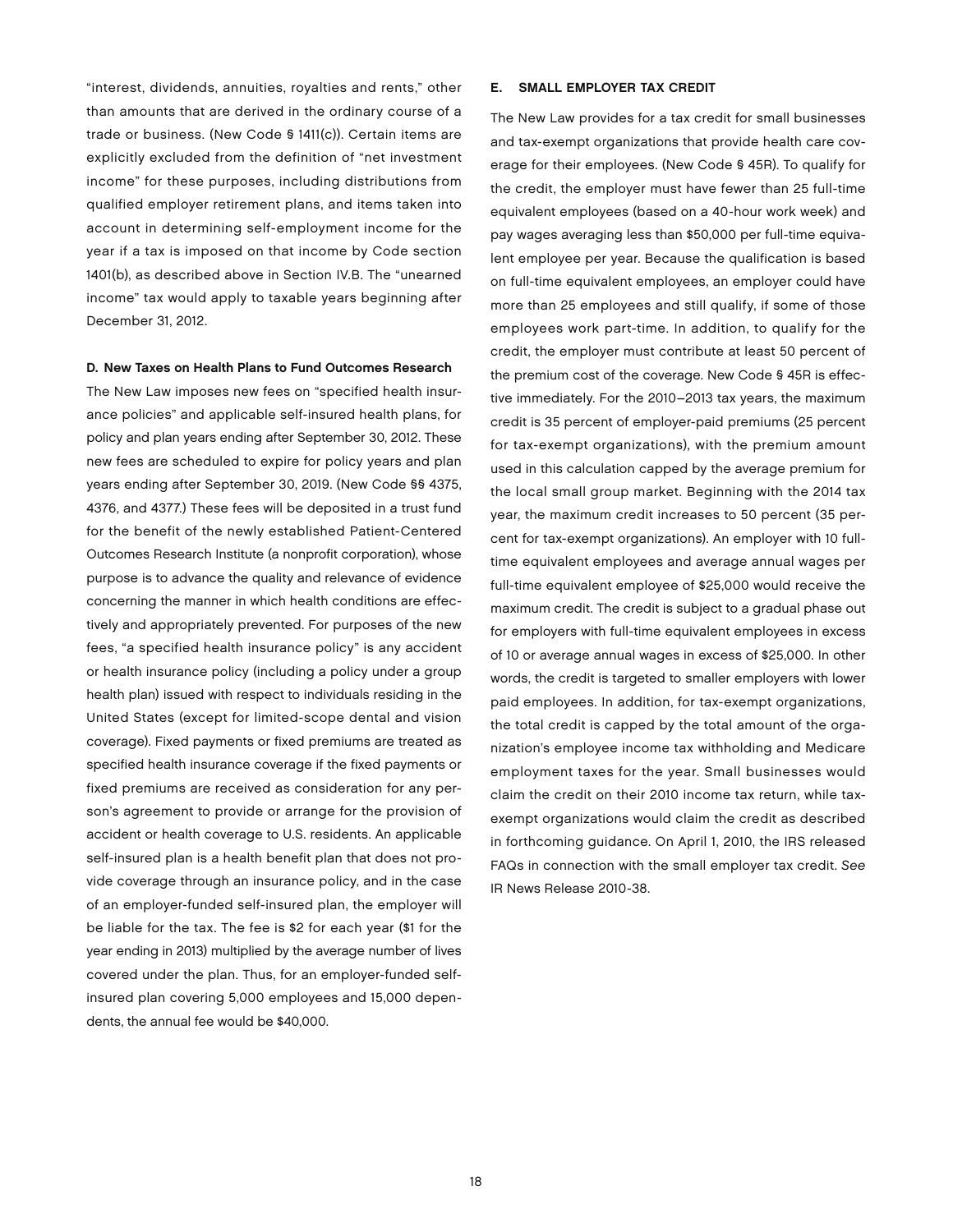"interest, dividends, annuities, royalties and rents," other than amounts that are derived in the ordinary course of a trade or business. (New Code § 1411(c)). Certain items are explicitly excluded from the definition of "net investment income" for these purposes, including distributions from qualified employer retirement plans, and items taken into account in determining self-employment income for the year if a tax is imposed on that income by Code section 1401(b), as described above in Section IV.B. The "unearned income" tax would apply to taxable years beginning after December 31, 2012.

### D. New Taxes on Health Plans to Fund Outcomes Research

The New Law imposes new fees on "specified health insurance policies" and applicable self-insured health plans, for policy and plan years ending after September 30, 2012. These new fees are scheduled to expire for policy years and plan years ending after September 30, 2019. (New Code §§ 4375, 4376, and 4377.) These fees will be deposited in a trust fund for the benefit of the newly established Patient-Centered Outcomes Research Institute (a nonprofit corporation), whose purpose is to advance the quality and relevance of evidence concerning the manner in which health conditions are effectively and appropriately prevented. For purposes of the new fees, "a specified health insurance policy" is any accident or health insurance policy (including a policy under a group health plan) issued with respect to individuals residing in the United States (except for limited-scope dental and vision coverage). Fixed payments or fixed premiums are treated as specified health insurance coverage if the fixed payments or fixed premiums are received as consideration for any person's agreement to provide or arrange for the provision of accident or health coverage to U.S. residents. An applicable self-insured plan is a health benefit plan that does not provide coverage through an insurance policy, and in the case of an employer-funded self-insured plan, the employer will be liable for the tax. The fee is $2 for each year ($1 for the year ending in 2013) multiplied by the average number of lives covered under the plan. Thus, for an employer-funded self-insured plan covering 5,000 employees and 15,000 dependents, the annual fee would be $40,000.

### E. SMALL EMPLOYER TAX CREDIT

The New Law provides for a tax credit for small businesses and tax-exempt organizations that provide health care coverage for their employees. (New Code § 45R). To qualify for the credit, the employer must have fewer than 25 full-time equivalent employees (based on a 40-hour work week) and pay wages averaging less than $50,000 per full-time equivalent employee per year. Because the qualification is based on full-time equivalent employees, an employer could have more than 25 employees and still qualify, if some of those employees work part-time. In addition, to qualify for the credit, the employer must contribute at least 50 percent of the premium cost of the coverage. New Code § 45R is effective immediately. For the 2010–2013 tax years, the maximum credit is 35 percent of employer-paid premiums (25 percent for tax-exempt organizations), with the premium amount used in this calculation capped by the average premium for the local small group market. Beginning with the 2014 tax year, the maximum credit increases to 50 percent (35 percent for tax-exempt organizations). An employer with 10 full-time equivalent employees and average annual wages per full-time equivalent employee of $25,000 would receive the maximum credit. The credit is subject to a gradual phase out for employers with full-time equivalent employees in excess of 10 or average annual wages in excess of $25,000. In other words, the credit is targeted to smaller employers with lower paid employees. In addition, for tax-exempt organizations, the total credit is capped by the total amount of the organization's employee income tax withholding and Medicare employment taxes for the year. Small businesses would claim the credit on their 2010 income tax return, while tax-exempt organizations would claim the credit as described in forthcoming guidance. On April 1, 2010, the IRS released FAQs in connection with the small employer tax credit. *See* IR News Release 2010-38.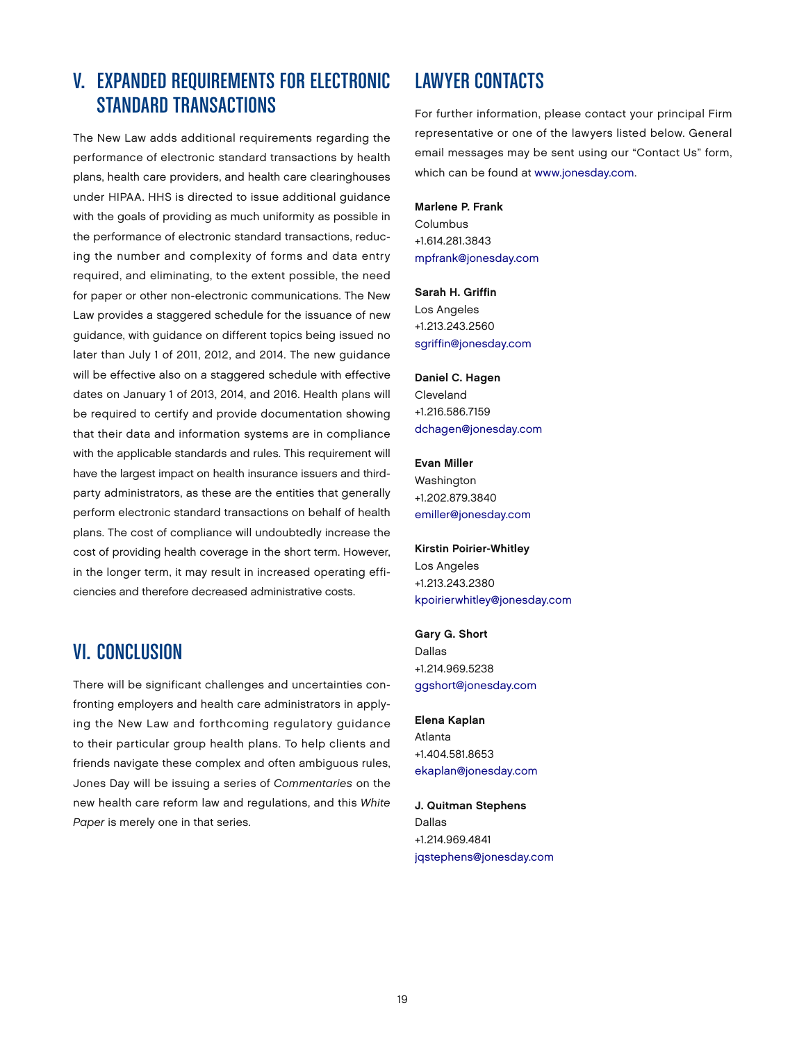## V. EXPANDED REQUIREMENTS FOR ELECTRONIC STANDARD TRANSACTIONS

The New Law adds additional requirements regarding the performance of electronic standard transactions by health plans, health care providers, and health care clearinghouses under HIPAA. HHS is directed to issue additional guidance with the goals of providing as much uniformity as possible in the performance of electronic standard transactions, reducing the number and complexity of forms and data entry required, and eliminating, to the extent possible, the need for paper or other non-electronic communications. The New Law provides a staggered schedule for the issuance of new guidance, with guidance on different topics being issued no later than July 1 of 2011, 2012, and 2014. The new guidance will be effective also on a staggered schedule with effective dates on January 1 of 2013, 2014, and 2016. Health plans will be required to certify and provide documentation showing that their data and information systems are in compliance with the applicable standards and rules. This requirement will have the largest impact on health insurance issuers and third-party administrators, as these are the entities that generally perform electronic standard transactions on behalf of health plans. The cost of compliance will undoubtedly increase the cost of providing health coverage in the short term. However, in the longer term, it may result in increased operating efficiencies and therefore decreased administrative costs.

## VI. CONCLUSION

There will be significant challenges and uncertainties confronting employers and health care administrators in applying the New Law and forthcoming regulatory guidance to their particular group health plans. To help clients and friends navigate these complex and often ambiguous rules, Jones Day will be issuing a series of *Commentaries* on the new health care reform law and regulations, and this *White Paper* is merely one in that series.

## LAWYER CONTACTS

For further information, please contact your principal Firm representative or one of the lawyers listed below. General email messages may be sent using our "Contact Us" form, which can be found at www.jonesday.com.

**Marlene P. Frank**
Columbus
+1.614.281.3843
mpfrank@jonesday.com

**Sarah H. Griffin**
Los Angeles
+1.213.243.2560
sgriffin@jonesday.com

**Daniel C. Hagen**
Cleveland
+1.216.586.7159
dchagen@jonesday.com

**Evan Miller**
Washington
+1.202.879.3840
emiller@jonesday.com

**Kirstin Poirier-Whitley**
Los Angeles
+1.213.243.2380
kpoirierwhitley@jonesday.com

**Gary G. Short**
Dallas
+1.214.969.5238
ggshort@jonesday.com

**Elena Kaplan**
Atlanta
+1.404.581.8653
ekaplan@jonesday.com

**J. Quitman Stephens**
Dallas
+1.214.969.4841
jqstephens@jonesday.com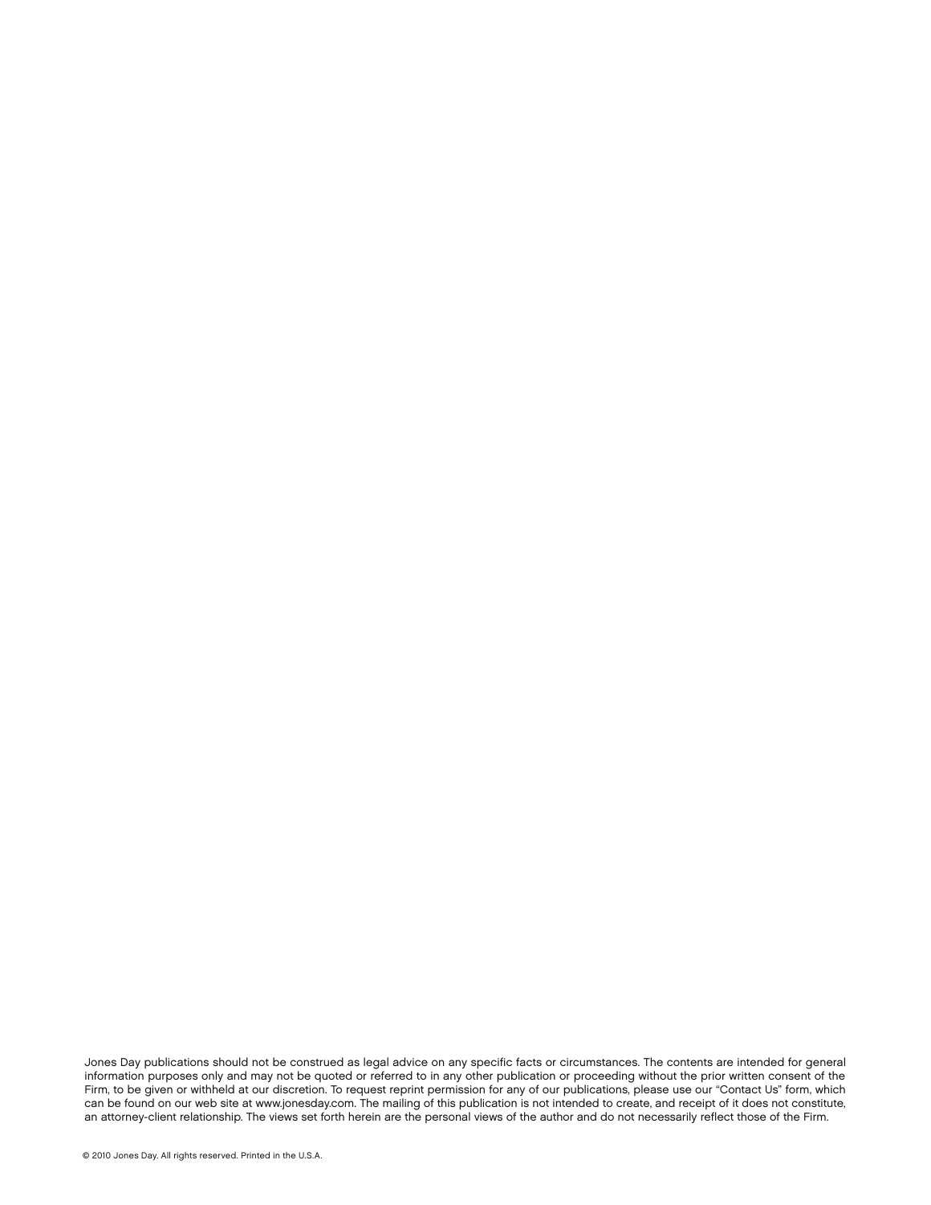Jones Day publications should not be construed as legal advice on any specific facts or circumstances. The contents are intended for general information purposes only and may not be quoted or referred to in any other publication or proceeding without the prior written consent of the Firm, to be given or withheld at our discretion. To request reprint permission for any of our publications, please use our "Contact Us" form, which can be found on our web site at www.jonesday.com. The mailing of this publication is not intended to create, and receipt of it does not constitute, an attorney-client relationship. The views set forth herein are the personal views of the author and do not necessarily reflect those of the Firm.

© 2010 Jones Day. All rights reserved. Printed in the U.S.A.